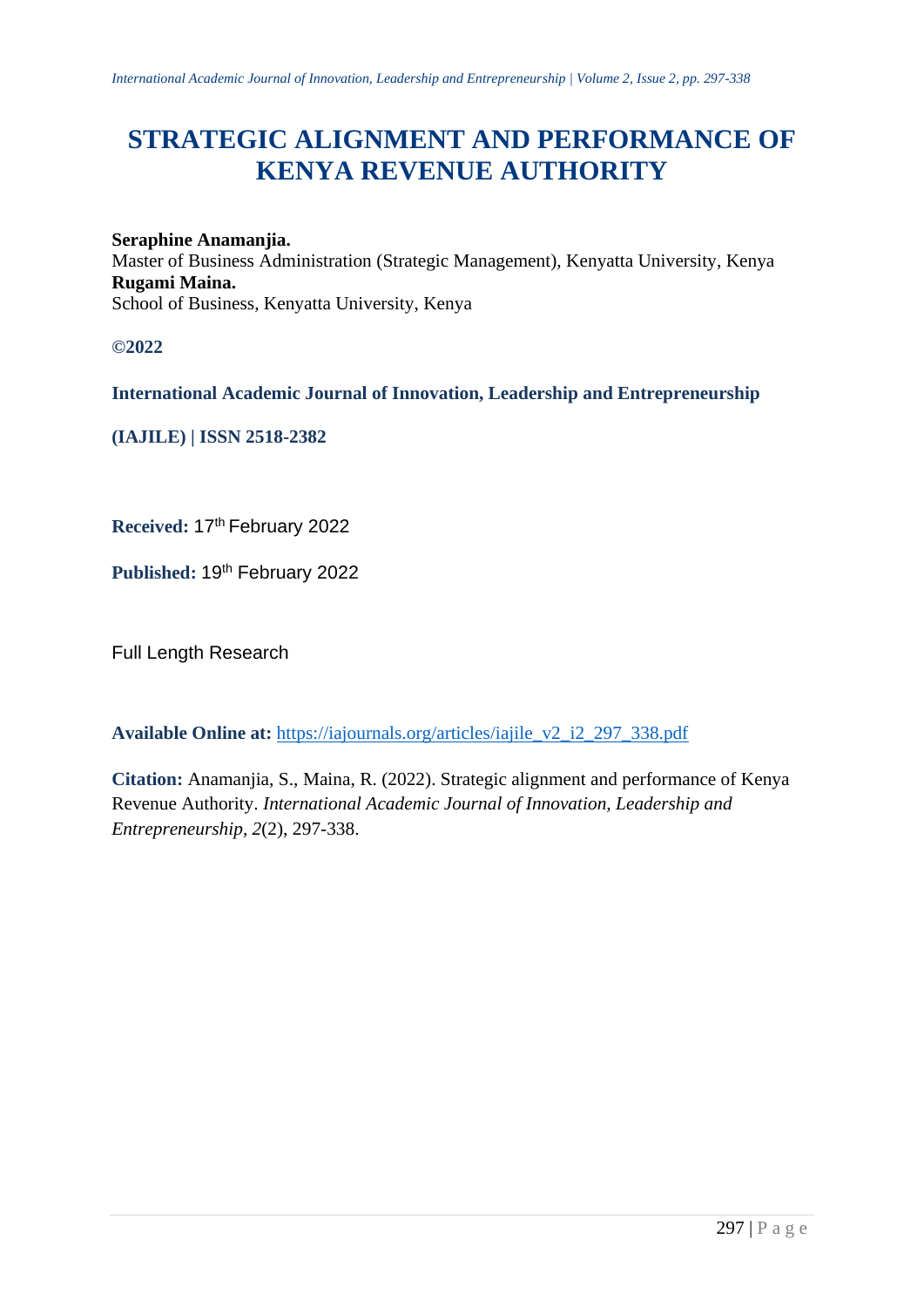# STRATEGIC ALIGNMENT AND PERFORMANCE OF KENYA REVENUE AUTHORITY

**Seraphine Anamanjia.**
Master of Business Administration (Strategic Management), Kenyatta University, Kenya
**Rugami Maina.**
School of Business, Kenyatta University, Kenya

**©2022**

**International Academic Journal of Innovation, Leadership and Entrepreneurship**

**(IAJILE) | ISSN 2518-2382**

**Received:** 17th February 2022

**Published:** 19th February 2022

Full Length Research

**Available Online at:** https://iajournals.org/articles/iajile_v2_i2_297_338.pdf

**Citation:** Anamanjia, S., Maina, R. (2022). Strategic alignment and performance of Kenya Revenue Authority. *International Academic Journal of Innovation, Leadership and Entrepreneurship, 2*(2), 297-338.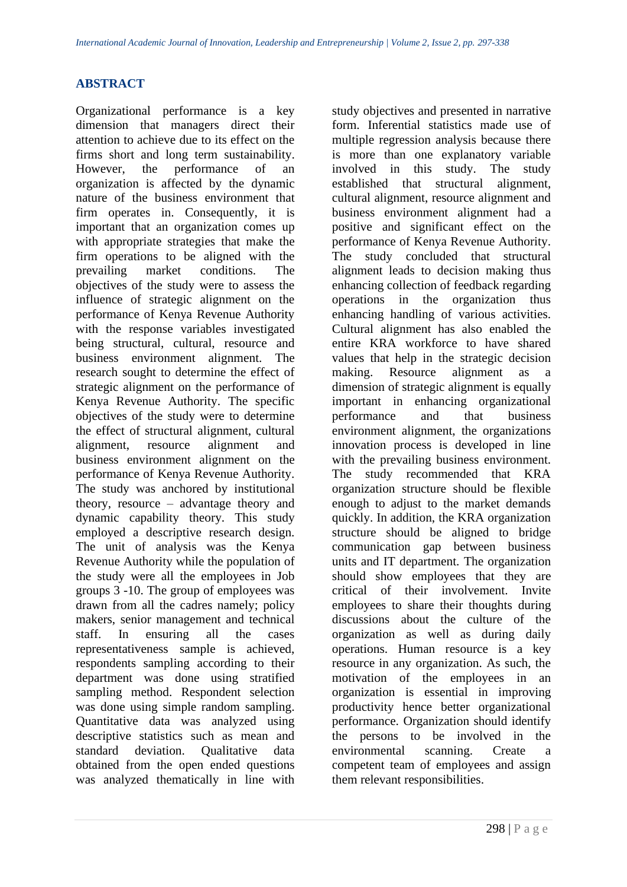## ABSTRACT

Organizational performance is a key dimension that managers direct their attention to achieve due to its effect on the firms short and long term sustainability. However, the performance of an organization is affected by the dynamic nature of the business environment that firm operates in. Consequently, it is important that an organization comes up with appropriate strategies that make the firm operations to be aligned with the prevailing market conditions. The objectives of the study were to assess the influence of strategic alignment on the performance of Kenya Revenue Authority with the response variables investigated being structural, cultural, resource and business environment alignment. The research sought to determine the effect of strategic alignment on the performance of Kenya Revenue Authority. The specific objectives of the study were to determine the effect of structural alignment, cultural alignment, resource alignment and business environment alignment on the performance of Kenya Revenue Authority. The study was anchored by institutional theory, resource – advantage theory and dynamic capability theory. This study employed a descriptive research design. The unit of analysis was the Kenya Revenue Authority while the population of the study were all the employees in Job groups 3 -10. The group of employees was drawn from all the cadres namely; policy makers, senior management and technical staff. In ensuring all the cases representativeness sample is achieved, respondents sampling according to their department was done using stratified sampling method. Respondent selection was done using simple random sampling. Quantitative data was analyzed using descriptive statistics such as mean and standard deviation. Qualitative data obtained from the open ended questions was analyzed thematically in line with study objectives and presented in narrative form. Inferential statistics made use of multiple regression analysis because there is more than one explanatory variable involved in this study. The study established that structural alignment, cultural alignment, resource alignment and business environment alignment had a positive and significant effect on the performance of Kenya Revenue Authority. The study concluded that structural alignment leads to decision making thus enhancing collection of feedback regarding operations in the organization thus enhancing handling of various activities. Cultural alignment has also enabled the entire KRA workforce to have shared values that help in the strategic decision making. Resource alignment as a dimension of strategic alignment is equally important in enhancing organizational performance and that business environment alignment, the organizations innovation process is developed in line with the prevailing business environment. The study recommended that KRA organization structure should be flexible enough to adjust to the market demands quickly. In addition, the KRA organization structure should be aligned to bridge communication gap between business units and IT department. The organization should show employees that they are critical of their involvement. Invite employees to share their thoughts during discussions about the culture of the organization as well as during daily operations. Human resource is a key resource in any organization. As such, the motivation of the employees in an organization is essential in improving productivity hence better organizational performance. Organization should identify the persons to be involved in the environmental scanning. Create a competent team of employees and assign them relevant responsibilities.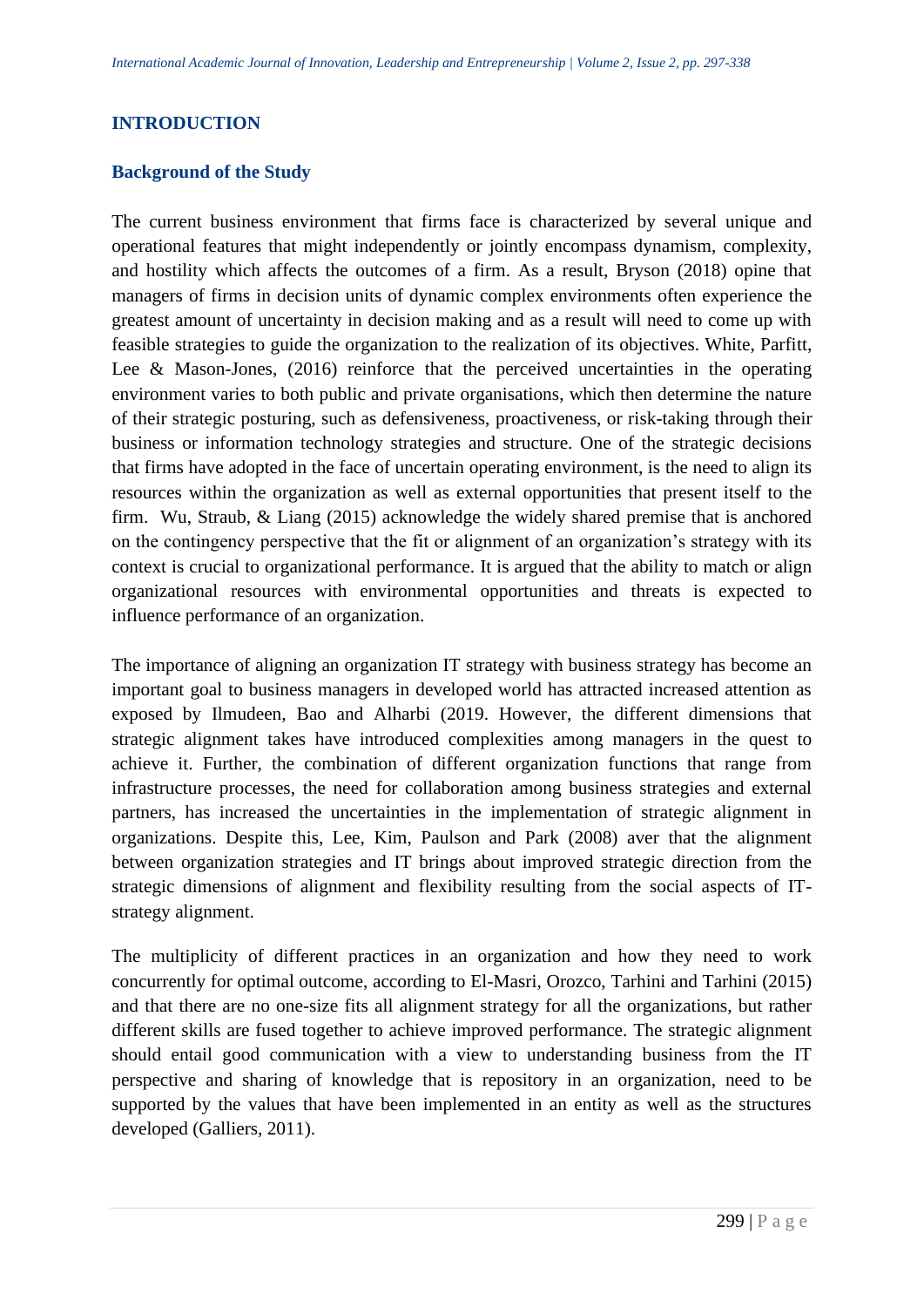## INTRODUCTION

### Background of the Study

The current business environment that firms face is characterized by several unique and operational features that might independently or jointly encompass dynamism, complexity, and hostility which affects the outcomes of a firm. As a result, Bryson (2018) opine that managers of firms in decision units of dynamic complex environments often experience the greatest amount of uncertainty in decision making and as a result will need to come up with feasible strategies to guide the organization to the realization of its objectives. White, Parfitt, Lee & Mason-Jones, (2016) reinforce that the perceived uncertainties in the operating environment varies to both public and private organisations, which then determine the nature of their strategic posturing, such as defensiveness, proactiveness, or risk-taking through their business or information technology strategies and structure. One of the strategic decisions that firms have adopted in the face of uncertain operating environment, is the need to align its resources within the organization as well as external opportunities that present itself to the firm. Wu, Straub, & Liang (2015) acknowledge the widely shared premise that is anchored on the contingency perspective that the fit or alignment of an organization's strategy with its context is crucial to organizational performance. It is argued that the ability to match or align organizational resources with environmental opportunities and threats is expected to influence performance of an organization.

The importance of aligning an organization IT strategy with business strategy has become an important goal to business managers in developed world has attracted increased attention as exposed by Ilmudeen, Bao and Alharbi (2019. However, the different dimensions that strategic alignment takes have introduced complexities among managers in the quest to achieve it. Further, the combination of different organization functions that range from infrastructure processes, the need for collaboration among business strategies and external partners, has increased the uncertainties in the implementation of strategic alignment in organizations. Despite this, Lee, Kim, Paulson and Park (2008) aver that the alignment between organization strategies and IT brings about improved strategic direction from the strategic dimensions of alignment and flexibility resulting from the social aspects of IT-strategy alignment.

The multiplicity of different practices in an organization and how they need to work concurrently for optimal outcome, according to El-Masri, Orozco, Tarhini and Tarhini (2015) and that there are no one-size fits all alignment strategy for all the organizations, but rather different skills are fused together to achieve improved performance. The strategic alignment should entail good communication with a view to understanding business from the IT perspective and sharing of knowledge that is repository in an organization, need to be supported by the values that have been implemented in an entity as well as the structures developed (Galliers, 2011).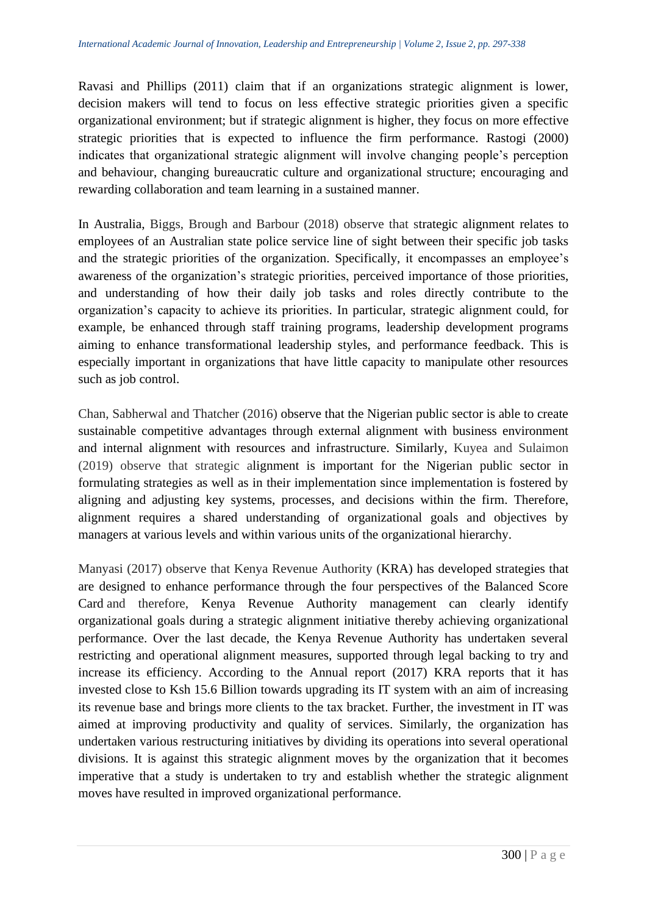Ravasi and Phillips (2011) claim that if an organizations strategic alignment is lower, decision makers will tend to focus on less effective strategic priorities given a specific organizational environment; but if strategic alignment is higher, they focus on more effective strategic priorities that is expected to influence the firm performance. Rastogi (2000) indicates that organizational strategic alignment will involve changing people's perception and behaviour, changing bureaucratic culture and organizational structure; encouraging and rewarding collaboration and team learning in a sustained manner.

In Australia, Biggs, Brough and Barbour (2018) observe that strategic alignment relates to employees of an Australian state police service line of sight between their specific job tasks and the strategic priorities of the organization. Specifically, it encompasses an employee's awareness of the organization's strategic priorities, perceived importance of those priorities, and understanding of how their daily job tasks and roles directly contribute to the organization's capacity to achieve its priorities. In particular, strategic alignment could, for example, be enhanced through staff training programs, leadership development programs aiming to enhance transformational leadership styles, and performance feedback. This is especially important in organizations that have little capacity to manipulate other resources such as job control.

Chan, Sabherwal and Thatcher (2016) observe that the Nigerian public sector is able to create sustainable competitive advantages through external alignment with business environment and internal alignment with resources and infrastructure. Similarly, Kuyea and Sulaimon (2019) observe that strategic alignment is important for the Nigerian public sector in formulating strategies as well as in their implementation since implementation is fostered by aligning and adjusting key systems, processes, and decisions within the firm. Therefore, alignment requires a shared understanding of organizational goals and objectives by managers at various levels and within various units of the organizational hierarchy.

Manyasi (2017) observe that Kenya Revenue Authority (KRA) has developed strategies that are designed to enhance performance through the four perspectives of the Balanced Score Card and therefore, Kenya Revenue Authority management can clearly identify organizational goals during a strategic alignment initiative thereby achieving organizational performance. Over the last decade, the Kenya Revenue Authority has undertaken several restricting and operational alignment measures, supported through legal backing to try and increase its efficiency. According to the Annual report (2017) KRA reports that it has invested close to Ksh 15.6 Billion towards upgrading its IT system with an aim of increasing its revenue base and brings more clients to the tax bracket. Further, the investment in IT was aimed at improving productivity and quality of services. Similarly, the organization has undertaken various restructuring initiatives by dividing its operations into several operational divisions. It is against this strategic alignment moves by the organization that it becomes imperative that a study is undertaken to try and establish whether the strategic alignment moves have resulted in improved organizational performance.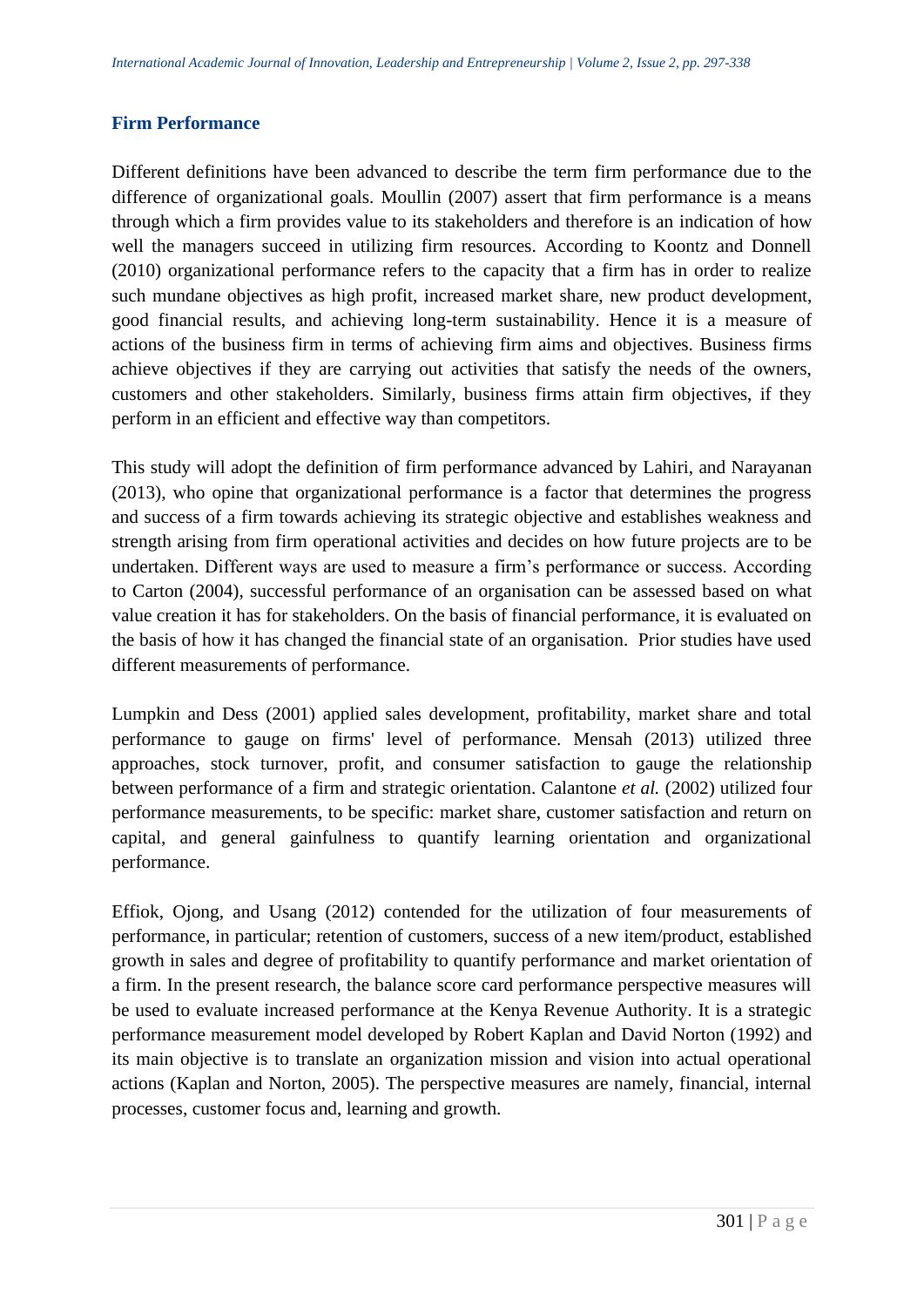### Firm Performance

Different definitions have been advanced to describe the term firm performance due to the difference of organizational goals. Moullin (2007) assert that firm performance is a means through which a firm provides value to its stakeholders and therefore is an indication of how well the managers succeed in utilizing firm resources. According to Koontz and Donnell (2010) organizational performance refers to the capacity that a firm has in order to realize such mundane objectives as high profit, increased market share, new product development, good financial results, and achieving long-term sustainability. Hence it is a measure of actions of the business firm in terms of achieving firm aims and objectives. Business firms achieve objectives if they are carrying out activities that satisfy the needs of the owners, customers and other stakeholders. Similarly, business firms attain firm objectives, if they perform in an efficient and effective way than competitors.

This study will adopt the definition of firm performance advanced by Lahiri, and Narayanan (2013), who opine that organizational performance is a factor that determines the progress and success of a firm towards achieving its strategic objective and establishes weakness and strength arising from firm operational activities and decides on how future projects are to be undertaken. Different ways are used to measure a firm's performance or success. According to Carton (2004), successful performance of an organisation can be assessed based on what value creation it has for stakeholders. On the basis of financial performance, it is evaluated on the basis of how it has changed the financial state of an organisation. Prior studies have used different measurements of performance.

Lumpkin and Dess (2001) applied sales development, profitability, market share and total performance to gauge on firms' level of performance. Mensah (2013) utilized three approaches, stock turnover, profit, and consumer satisfaction to gauge the relationship between performance of a firm and strategic orientation. Calantone *et al.* (2002) utilized four performance measurements, to be specific: market share, customer satisfaction and return on capital, and general gainfulness to quantify learning orientation and organizational performance.

Effiok, Ojong, and Usang (2012) contended for the utilization of four measurements of performance, in particular; retention of customers, success of a new item/product, established growth in sales and degree of profitability to quantify performance and market orientation of a firm. In the present research, the balance score card performance perspective measures will be used to evaluate increased performance at the Kenya Revenue Authority. It is a strategic performance measurement model developed by Robert Kaplan and David Norton (1992) and its main objective is to translate an organization mission and vision into actual operational actions (Kaplan and Norton, 2005). The perspective measures are namely, financial, internal processes, customer focus and, learning and growth.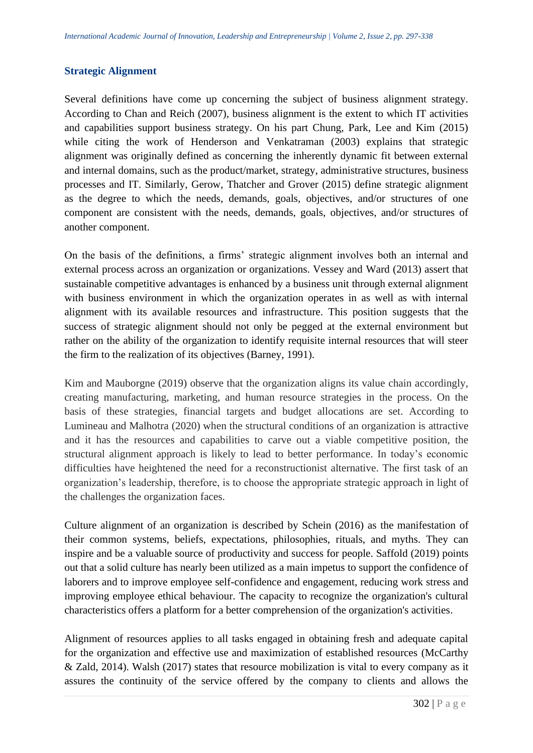### Strategic Alignment

Several definitions have come up concerning the subject of business alignment strategy. According to Chan and Reich (2007), business alignment is the extent to which IT activities and capabilities support business strategy. On his part Chung, Park, Lee and Kim (2015) while citing the work of Henderson and Venkatraman (2003) explains that strategic alignment was originally defined as concerning the inherently dynamic fit between external and internal domains, such as the product/market, strategy, administrative structures, business processes and IT. Similarly, Gerow, Thatcher and Grover (2015) define strategic alignment as the degree to which the needs, demands, goals, objectives, and/or structures of one component are consistent with the needs, demands, goals, objectives, and/or structures of another component.

On the basis of the definitions, a firms' strategic alignment involves both an internal and external process across an organization or organizations. Vessey and Ward (2013) assert that sustainable competitive advantages is enhanced by a business unit through external alignment with business environment in which the organization operates in as well as with internal alignment with its available resources and infrastructure. This position suggests that the success of strategic alignment should not only be pegged at the external environment but rather on the ability of the organization to identify requisite internal resources that will steer the firm to the realization of its objectives (Barney, 1991).

Kim and Mauborgne (2019) observe that the organization aligns its value chain accordingly, creating manufacturing, marketing, and human resource strategies in the process. On the basis of these strategies, financial targets and budget allocations are set. According to Lumineau and Malhotra (2020) when the structural conditions of an organization is attractive and it has the resources and capabilities to carve out a viable competitive position, the structural alignment approach is likely to lead to better performance. In today's economic difficulties have heightened the need for a reconstructionist alternative. The first task of an organization's leadership, therefore, is to choose the appropriate strategic approach in light of the challenges the organization faces.

Culture alignment of an organization is described by Schein (2016) as the manifestation of their common systems, beliefs, expectations, philosophies, rituals, and myths. They can inspire and be a valuable source of productivity and success for people. Saffold (2019) points out that a solid culture has nearly been utilized as a main impetus to support the confidence of laborers and to improve employee self-confidence and engagement, reducing work stress and improving employee ethical behaviour. The capacity to recognize the organization's cultural characteristics offers a platform for a better comprehension of the organization's activities.

Alignment of resources applies to all tasks engaged in obtaining fresh and adequate capital for the organization and effective use and maximization of established resources (McCarthy & Zald, 2014). Walsh (2017) states that resource mobilization is vital to every company as it assures the continuity of the service offered by the company to clients and allows the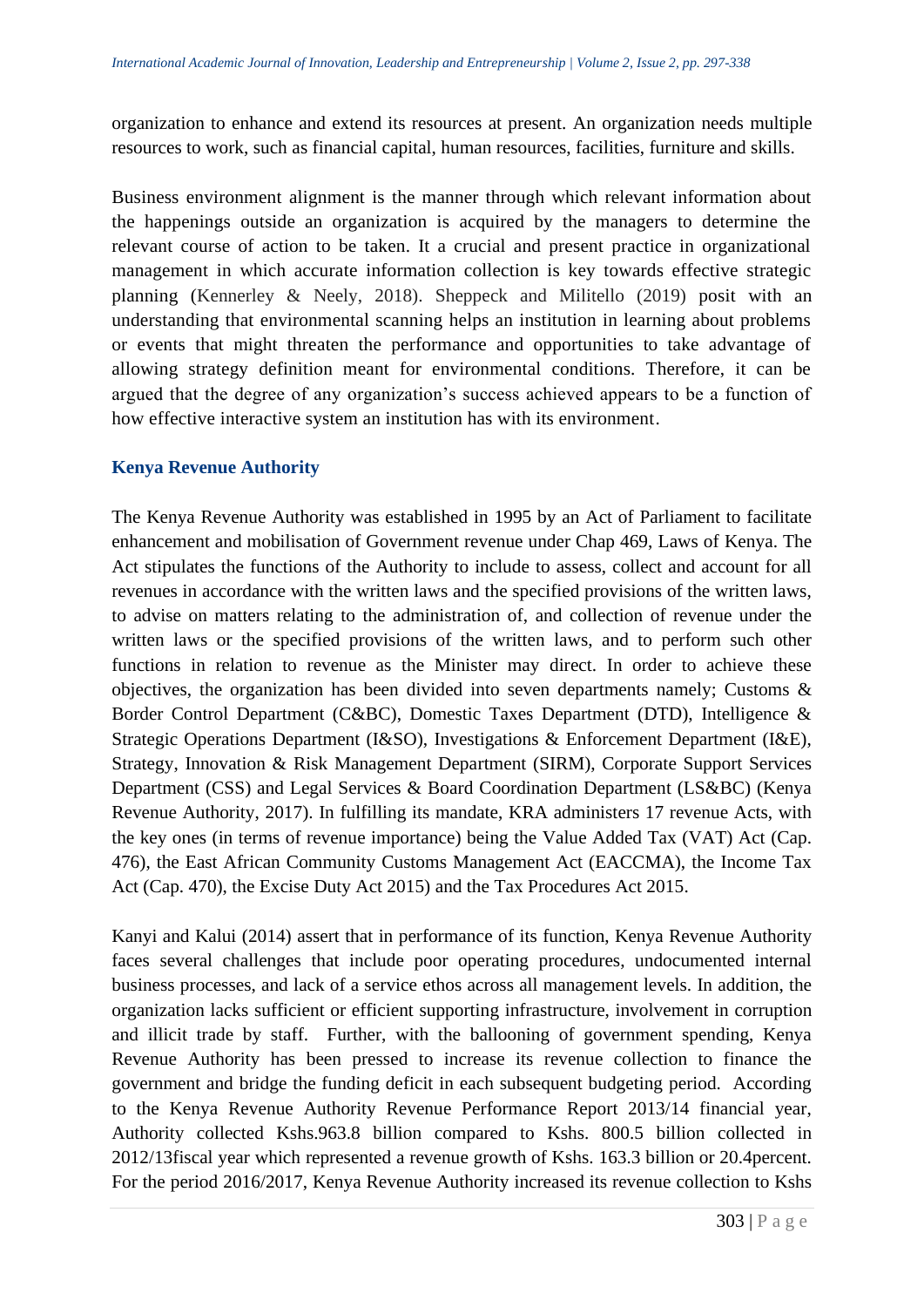organization to enhance and extend its resources at present. An organization needs multiple resources to work, such as financial capital, human resources, facilities, furniture and skills.

Business environment alignment is the manner through which relevant information about the happenings outside an organization is acquired by the managers to determine the relevant course of action to be taken. It a crucial and present practice in organizational management in which accurate information collection is key towards effective strategic planning (Kennerley & Neely, 2018). Sheppeck and Militello (2019) posit with an understanding that environmental scanning helps an institution in learning about problems or events that might threaten the performance and opportunities to take advantage of allowing strategy definition meant for environmental conditions. Therefore, it can be argued that the degree of any organization's success achieved appears to be a function of how effective interactive system an institution has with its environment.

### Kenya Revenue Authority

The Kenya Revenue Authority was established in 1995 by an Act of Parliament to facilitate enhancement and mobilisation of Government revenue under Chap 469, Laws of Kenya. The Act stipulates the functions of the Authority to include to assess, collect and account for all revenues in accordance with the written laws and the specified provisions of the written laws, to advise on matters relating to the administration of, and collection of revenue under the written laws or the specified provisions of the written laws, and to perform such other functions in relation to revenue as the Minister may direct. In order to achieve these objectives, the organization has been divided into seven departments namely; Customs & Border Control Department (C&BC), Domestic Taxes Department (DTD), Intelligence & Strategic Operations Department (I&SO), Investigations & Enforcement Department (I&E), Strategy, Innovation & Risk Management Department (SIRM), Corporate Support Services Department (CSS) and Legal Services & Board Coordination Department (LS&BC) (Kenya Revenue Authority, 2017). In fulfilling its mandate, KRA administers 17 revenue Acts, with the key ones (in terms of revenue importance) being the Value Added Tax (VAT) Act (Cap. 476), the East African Community Customs Management Act (EACCMA), the Income Tax Act (Cap. 470), the Excise Duty Act 2015) and the Tax Procedures Act 2015.

Kanyi and Kalui (2014) assert that in performance of its function, Kenya Revenue Authority faces several challenges that include poor operating procedures, undocumented internal business processes, and lack of a service ethos across all management levels. In addition, the organization lacks sufficient or efficient supporting infrastructure, involvement in corruption and illicit trade by staff. Further, with the ballooning of government spending, Kenya Revenue Authority has been pressed to increase its revenue collection to finance the government and bridge the funding deficit in each subsequent budgeting period. According to the Kenya Revenue Authority Revenue Performance Report 2013/14 financial year, Authority collected Kshs.963.8 billion compared to Kshs. 800.5 billion collected in 2012/13fiscal year which represented a revenue growth of Kshs. 163.3 billion or 20.4percent. For the period 2016/2017, Kenya Revenue Authority increased its revenue collection to Kshs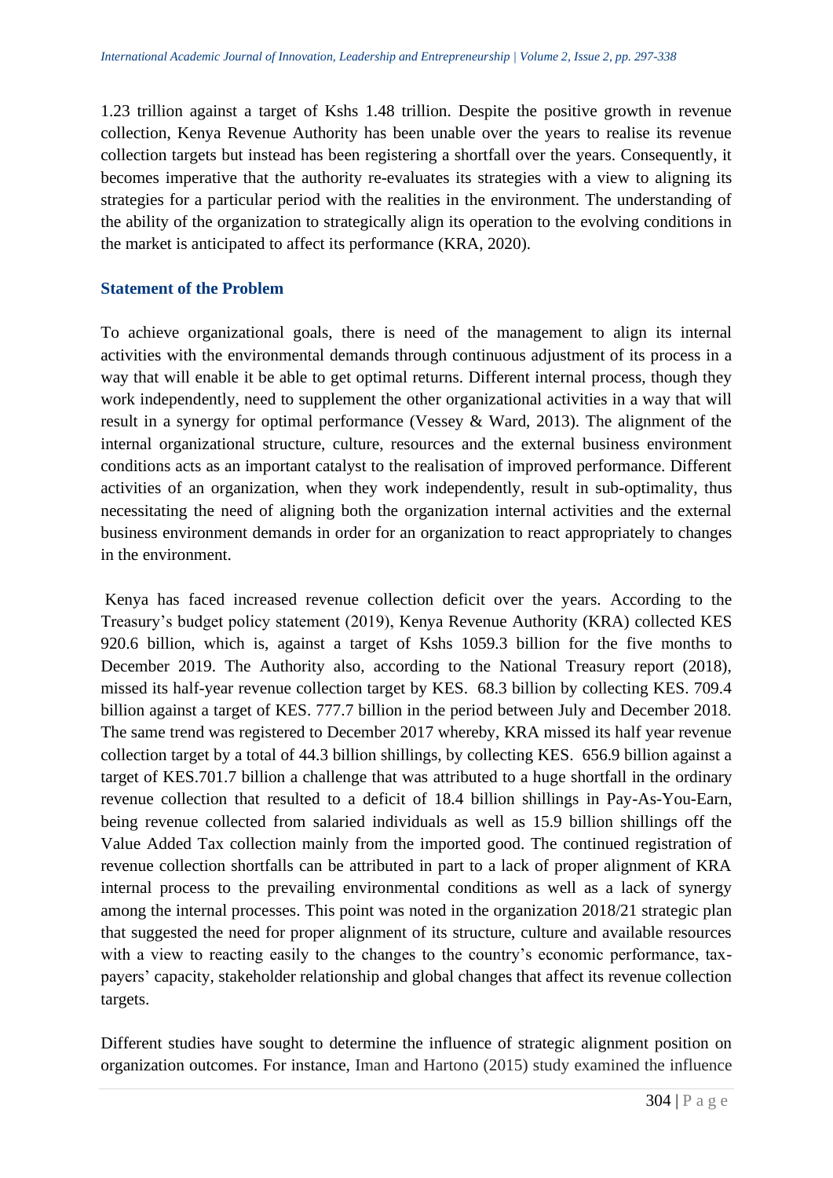1.23 trillion against a target of Kshs 1.48 trillion. Despite the positive growth in revenue collection, Kenya Revenue Authority has been unable over the years to realise its revenue collection targets but instead has been registering a shortfall over the years. Consequently, it becomes imperative that the authority re-evaluates its strategies with a view to aligning its strategies for a particular period with the realities in the environment. The understanding of the ability of the organization to strategically align its operation to the evolving conditions in the market is anticipated to affect its performance (KRA, 2020).

## Statement of the Problem

To achieve organizational goals, there is need of the management to align its internal activities with the environmental demands through continuous adjustment of its process in a way that will enable it be able to get optimal returns. Different internal process, though they work independently, need to supplement the other organizational activities in a way that will result in a synergy for optimal performance (Vessey & Ward, 2013). The alignment of the internal organizational structure, culture, resources and the external business environment conditions acts as an important catalyst to the realisation of improved performance. Different activities of an organization, when they work independently, result in sub-optimality, thus necessitating the need of aligning both the organization internal activities and the external business environment demands in order for an organization to react appropriately to changes in the environment.

Kenya has faced increased revenue collection deficit over the years. According to the Treasury's budget policy statement (2019), Kenya Revenue Authority (KRA) collected KES 920.6 billion, which is, against a target of Kshs 1059.3 billion for the five months to December 2019. The Authority also, according to the National Treasury report (2018), missed its half-year revenue collection target by KES. 68.3 billion by collecting KES. 709.4 billion against a target of KES. 777.7 billion in the period between July and December 2018. The same trend was registered to December 2017 whereby, KRA missed its half year revenue collection target by a total of 44.3 billion shillings, by collecting KES. 656.9 billion against a target of KES.701.7 billion a challenge that was attributed to a huge shortfall in the ordinary revenue collection that resulted to a deficit of 18.4 billion shillings in Pay-As-You-Earn, being revenue collected from salaried individuals as well as 15.9 billion shillings off the Value Added Tax collection mainly from the imported good. The continued registration of revenue collection shortfalls can be attributed in part to a lack of proper alignment of KRA internal process to the prevailing environmental conditions as well as a lack of synergy among the internal processes. This point was noted in the organization 2018/21 strategic plan that suggested the need for proper alignment of its structure, culture and available resources with a view to reacting easily to the changes to the country's economic performance, tax-payers' capacity, stakeholder relationship and global changes that affect its revenue collection targets.

Different studies have sought to determine the influence of strategic alignment position on organization outcomes. For instance, Iman and Hartono (2015) study examined the influence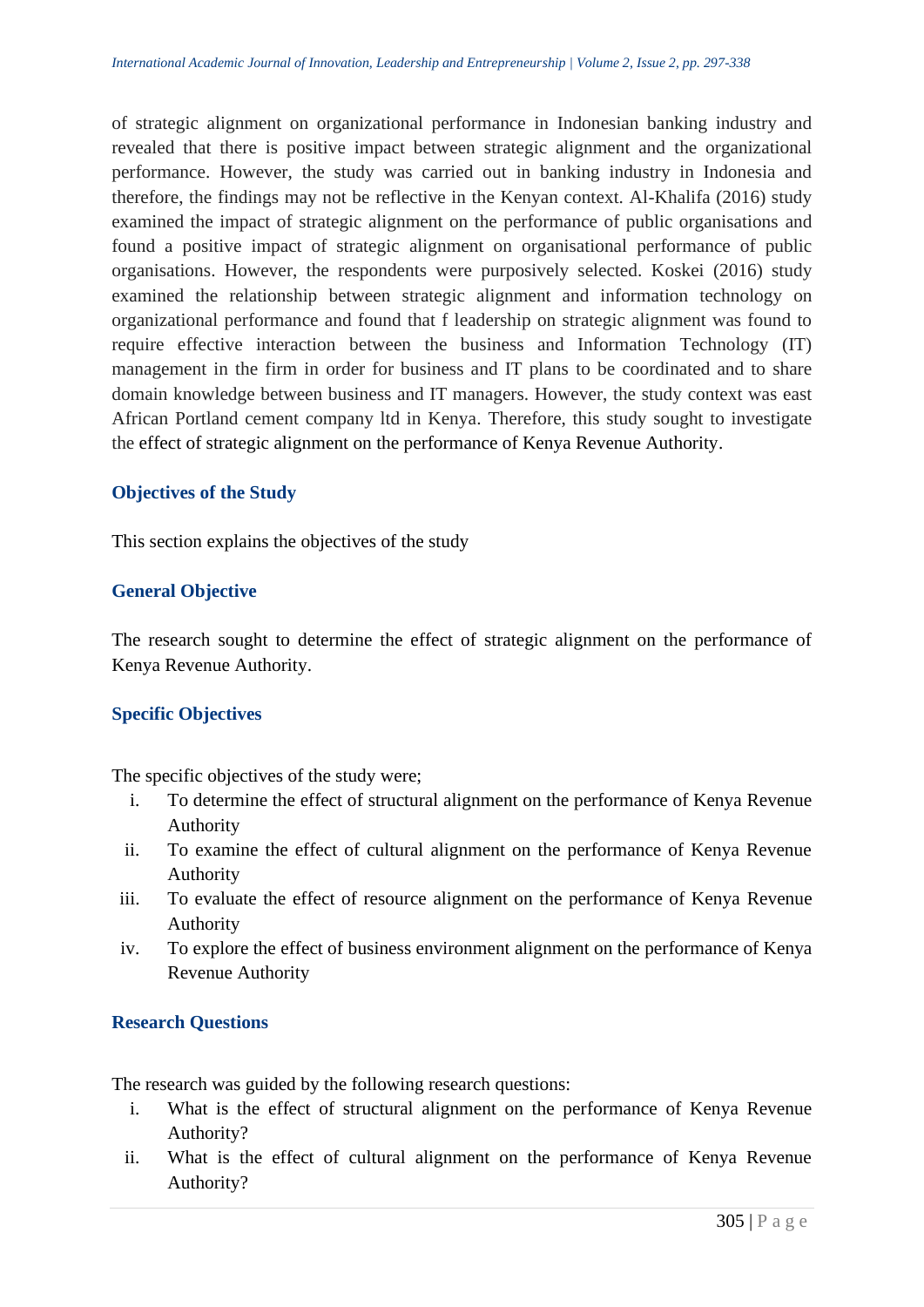of strategic alignment on organizational performance in Indonesian banking industry and revealed that there is positive impact between strategic alignment and the organizational performance. However, the study was carried out in banking industry in Indonesia and therefore, the findings may not be reflective in the Kenyan context. Al-Khalifa (2016) study examined the impact of strategic alignment on the performance of public organisations and found a positive impact of strategic alignment on organisational performance of public organisations. However, the respondents were purposively selected. Koskei (2016) study examined the relationship between strategic alignment and information technology on organizational performance and found that f leadership on strategic alignment was found to require effective interaction between the business and Information Technology (IT) management in the firm in order for business and IT plans to be coordinated and to share domain knowledge between business and IT managers. However, the study context was east African Portland cement company ltd in Kenya. Therefore, this study sought to investigate the effect of strategic alignment on the performance of Kenya Revenue Authority.

## Objectives of the Study

This section explains the objectives of the study

### General Objective

The research sought to determine the effect of strategic alignment on the performance of Kenya Revenue Authority.

### Specific Objectives

The specific objectives of the study were;

i. To determine the effect of structural alignment on the performance of Kenya Revenue Authority
ii. To examine the effect of cultural alignment on the performance of Kenya Revenue Authority
iii. To evaluate the effect of resource alignment on the performance of Kenya Revenue Authority
iv. To explore the effect of business environment alignment on the performance of Kenya Revenue Authority

## Research Questions

The research was guided by the following research questions:

i. What is the effect of structural alignment on the performance of Kenya Revenue Authority?
ii. What is the effect of cultural alignment on the performance of Kenya Revenue Authority?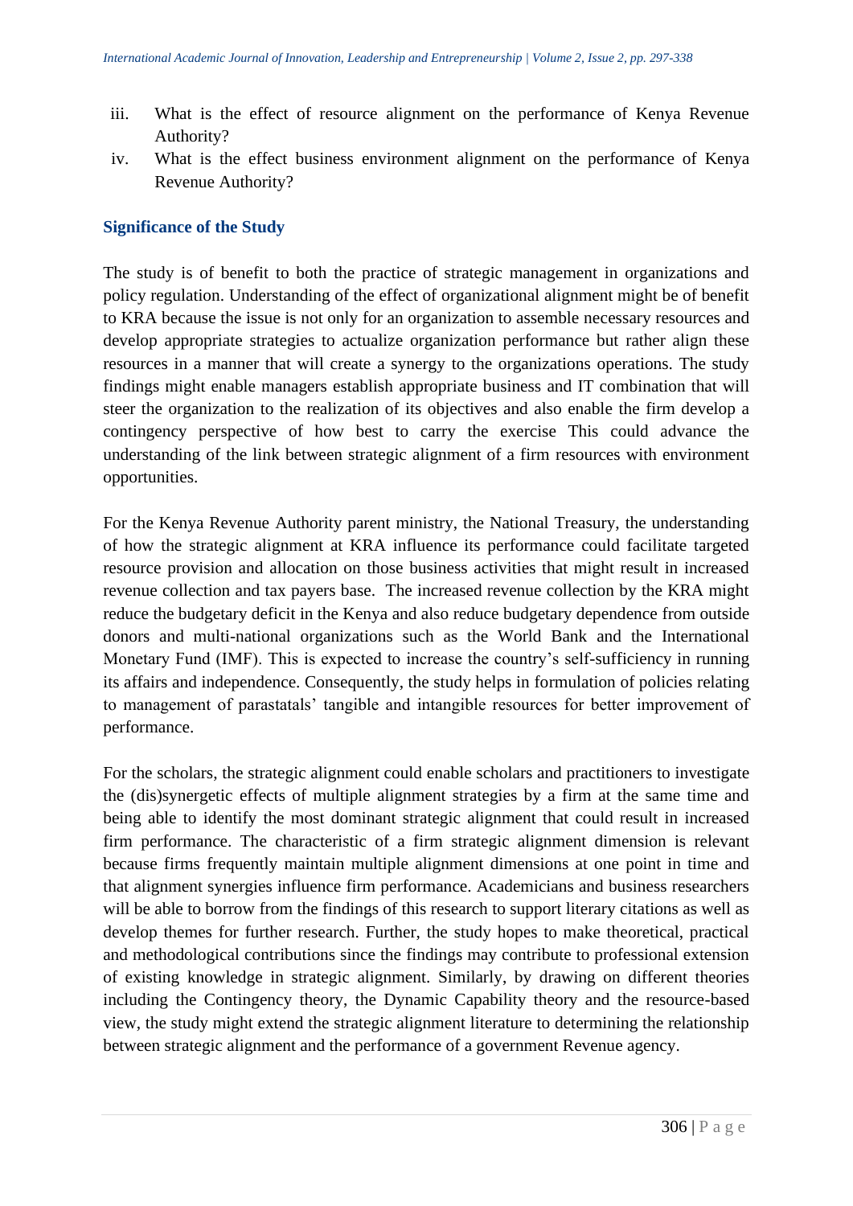iii. What is the effect of resource alignment on the performance of Kenya Revenue Authority?
iv. What is the effect business environment alignment on the performance of Kenya Revenue Authority?

## Significance of the Study

The study is of benefit to both the practice of strategic management in organizations and policy regulation. Understanding of the effect of organizational alignment might be of benefit to KRA because the issue is not only for an organization to assemble necessary resources and develop appropriate strategies to actualize organization performance but rather align these resources in a manner that will create a synergy to the organizations operations. The study findings might enable managers establish appropriate business and IT combination that will steer the organization to the realization of its objectives and also enable the firm develop a contingency perspective of how best to carry the exercise This could advance the understanding of the link between strategic alignment of a firm resources with environment opportunities.

For the Kenya Revenue Authority parent ministry, the National Treasury, the understanding of how the strategic alignment at KRA influence its performance could facilitate targeted resource provision and allocation on those business activities that might result in increased revenue collection and tax payers base. The increased revenue collection by the KRA might reduce the budgetary deficit in the Kenya and also reduce budgetary dependence from outside donors and multi-national organizations such as the World Bank and the International Monetary Fund (IMF). This is expected to increase the country's self-sufficiency in running its affairs and independence. Consequently, the study helps in formulation of policies relating to management of parastatals' tangible and intangible resources for better improvement of performance.

For the scholars, the strategic alignment could enable scholars and practitioners to investigate the (dis)synergetic effects of multiple alignment strategies by a firm at the same time and being able to identify the most dominant strategic alignment that could result in increased firm performance. The characteristic of a firm strategic alignment dimension is relevant because firms frequently maintain multiple alignment dimensions at one point in time and that alignment synergies influence firm performance. Academicians and business researchers will be able to borrow from the findings of this research to support literary citations as well as develop themes for further research. Further, the study hopes to make theoretical, practical and methodological contributions since the findings may contribute to professional extension of existing knowledge in strategic alignment. Similarly, by drawing on different theories including the Contingency theory, the Dynamic Capability theory and the resource-based view, the study might extend the strategic alignment literature to determining the relationship between strategic alignment and the performance of a government Revenue agency.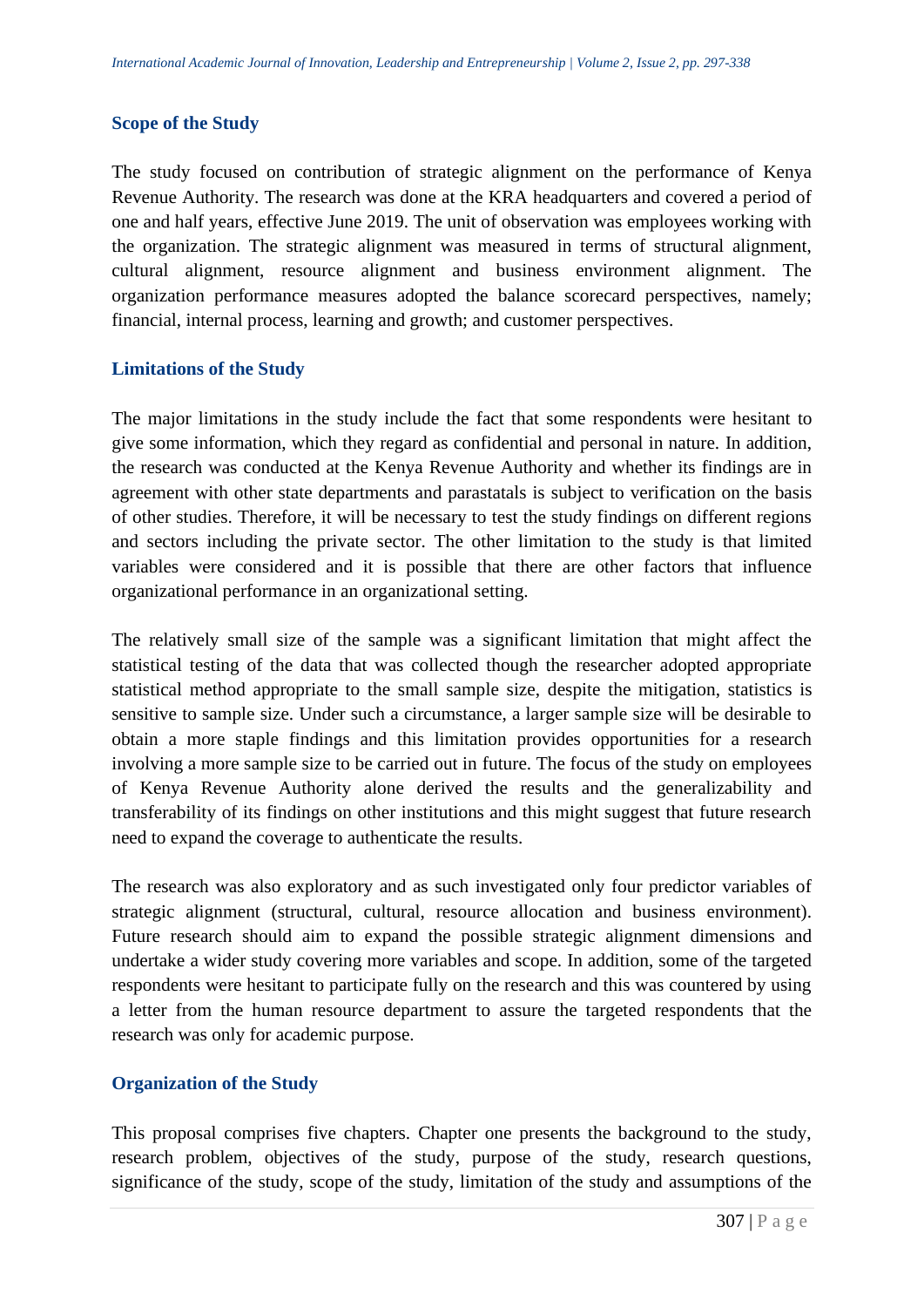### Scope of the Study

The study focused on contribution of strategic alignment on the performance of Kenya Revenue Authority. The research was done at the KRA headquarters and covered a period of one and half years, effective June 2019. The unit of observation was employees working with the organization. The strategic alignment was measured in terms of structural alignment, cultural alignment, resource alignment and business environment alignment. The organization performance measures adopted the balance scorecard perspectives, namely; financial, internal process, learning and growth; and customer perspectives.

### Limitations of the Study

The major limitations in the study include the fact that some respondents were hesitant to give some information, which they regard as confidential and personal in nature. In addition, the research was conducted at the Kenya Revenue Authority and whether its findings are in agreement with other state departments and parastatals is subject to verification on the basis of other studies. Therefore, it will be necessary to test the study findings on different regions and sectors including the private sector. The other limitation to the study is that limited variables were considered and it is possible that there are other factors that influence organizational performance in an organizational setting.

The relatively small size of the sample was a significant limitation that might affect the statistical testing of the data that was collected though the researcher adopted appropriate statistical method appropriate to the small sample size, despite the mitigation, statistics is sensitive to sample size. Under such a circumstance, a larger sample size will be desirable to obtain a more staple findings and this limitation provides opportunities for a research involving a more sample size to be carried out in future. The focus of the study on employees of Kenya Revenue Authority alone derived the results and the generalizability and transferability of its findings on other institutions and this might suggest that future research need to expand the coverage to authenticate the results.

The research was also exploratory and as such investigated only four predictor variables of strategic alignment (structural, cultural, resource allocation and business environment). Future research should aim to expand the possible strategic alignment dimensions and undertake a wider study covering more variables and scope. In addition, some of the targeted respondents were hesitant to participate fully on the research and this was countered by using a letter from the human resource department to assure the targeted respondents that the research was only for academic purpose.

### Organization of the Study

This proposal comprises five chapters. Chapter one presents the background to the study, research problem, objectives of the study, purpose of the study, research questions, significance of the study, scope of the study, limitation of the study and assumptions of the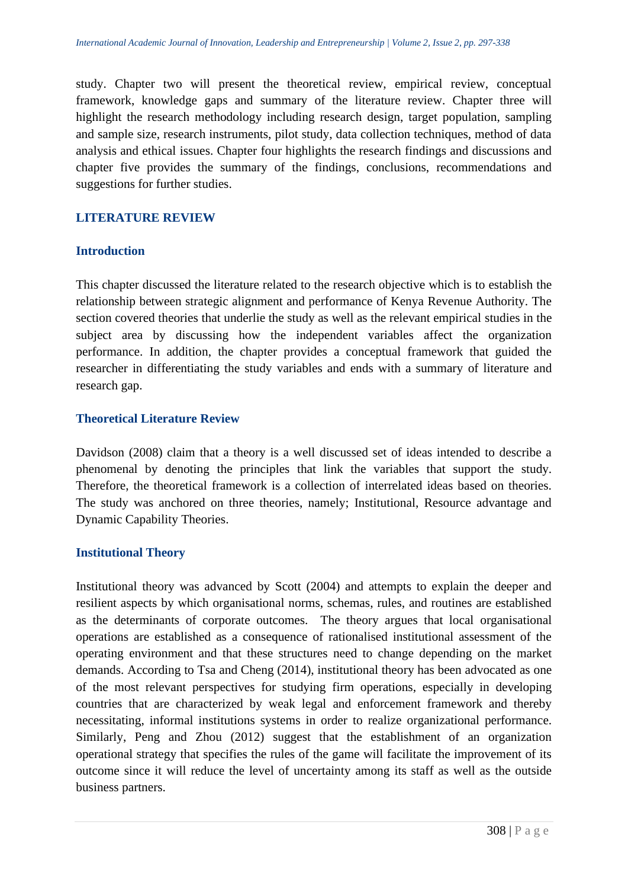study. Chapter two will present the theoretical review, empirical review, conceptual framework, knowledge gaps and summary of the literature review. Chapter three will highlight the research methodology including research design, target population, sampling and sample size, research instruments, pilot study, data collection techniques, method of data analysis and ethical issues. Chapter four highlights the research findings and discussions and chapter five provides the summary of the findings, conclusions, recommendations and suggestions for further studies.

## LITERATURE REVIEW

### Introduction

This chapter discussed the literature related to the research objective which is to establish the relationship between strategic alignment and performance of Kenya Revenue Authority. The section covered theories that underlie the study as well as the relevant empirical studies in the subject area by discussing how the independent variables affect the organization performance. In addition, the chapter provides a conceptual framework that guided the researcher in differentiating the study variables and ends with a summary of literature and research gap.

### Theoretical Literature Review

Davidson (2008) claim that a theory is a well discussed set of ideas intended to describe a phenomenal by denoting the principles that link the variables that support the study. Therefore, the theoretical framework is a collection of interrelated ideas based on theories. The study was anchored on three theories, namely; Institutional, Resource advantage and Dynamic Capability Theories.

### Institutional Theory

Institutional theory was advanced by Scott (2004) and attempts to explain the deeper and resilient aspects by which organisational norms, schemas, rules, and routines are established as the determinants of corporate outcomes. The theory argues that local organisational operations are established as a consequence of rationalised institutional assessment of the operating environment and that these structures need to change depending on the market demands. According to Tsa and Cheng (2014), institutional theory has been advocated as one of the most relevant perspectives for studying firm operations, especially in developing countries that are characterized by weak legal and enforcement framework and thereby necessitating, informal institutions systems in order to realize organizational performance. Similarly, Peng and Zhou (2012) suggest that the establishment of an organization operational strategy that specifies the rules of the game will facilitate the improvement of its outcome since it will reduce the level of uncertainty among its staff as well as the outside business partners.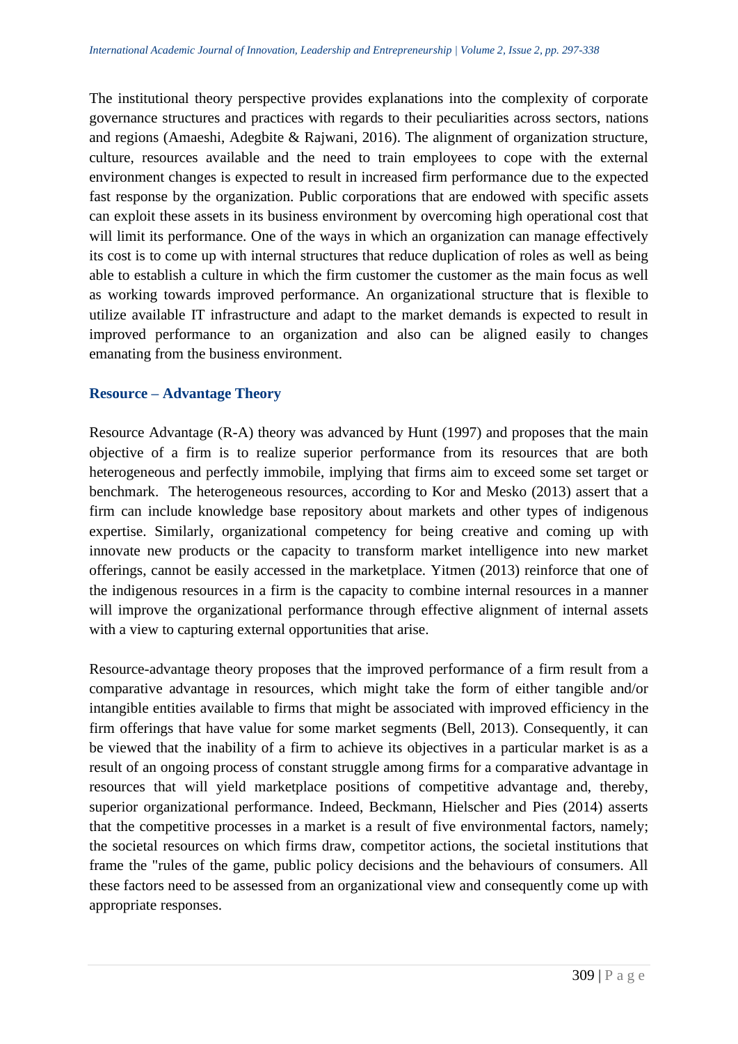The institutional theory perspective provides explanations into the complexity of corporate governance structures and practices with regards to their peculiarities across sectors, nations and regions (Amaeshi, Adegbite & Rajwani, 2016). The alignment of organization structure, culture, resources available and the need to train employees to cope with the external environment changes is expected to result in increased firm performance due to the expected fast response by the organization. Public corporations that are endowed with specific assets can exploit these assets in its business environment by overcoming high operational cost that will limit its performance. One of the ways in which an organization can manage effectively its cost is to come up with internal structures that reduce duplication of roles as well as being able to establish a culture in which the firm customer the customer as the main focus as well as working towards improved performance. An organizational structure that is flexible to utilize available IT infrastructure and adapt to the market demands is expected to result in improved performance to an organization and also can be aligned easily to changes emanating from the business environment.

## Resource – Advantage Theory

Resource Advantage (R-A) theory was advanced by Hunt (1997) and proposes that the main objective of a firm is to realize superior performance from its resources that are both heterogeneous and perfectly immobile, implying that firms aim to exceed some set target or benchmark. The heterogeneous resources, according to Kor and Mesko (2013) assert that a firm can include knowledge base repository about markets and other types of indigenous expertise. Similarly, organizational competency for being creative and coming up with innovate new products or the capacity to transform market intelligence into new market offerings, cannot be easily accessed in the marketplace. Yitmen (2013) reinforce that one of the indigenous resources in a firm is the capacity to combine internal resources in a manner will improve the organizational performance through effective alignment of internal assets with a view to capturing external opportunities that arise.

Resource-advantage theory proposes that the improved performance of a firm result from a comparative advantage in resources, which might take the form of either tangible and/or intangible entities available to firms that might be associated with improved efficiency in the firm offerings that have value for some market segments (Bell, 2013). Consequently, it can be viewed that the inability of a firm to achieve its objectives in a particular market is as a result of an ongoing process of constant struggle among firms for a comparative advantage in resources that will yield marketplace positions of competitive advantage and, thereby, superior organizational performance. Indeed, Beckmann, Hielscher and Pies (2014) asserts that the competitive processes in a market is a result of five environmental factors, namely; the societal resources on which firms draw, competitor actions, the societal institutions that frame the "rules of the game, public policy decisions and the behaviours of consumers. All these factors need to be assessed from an organizational view and consequently come up with appropriate responses.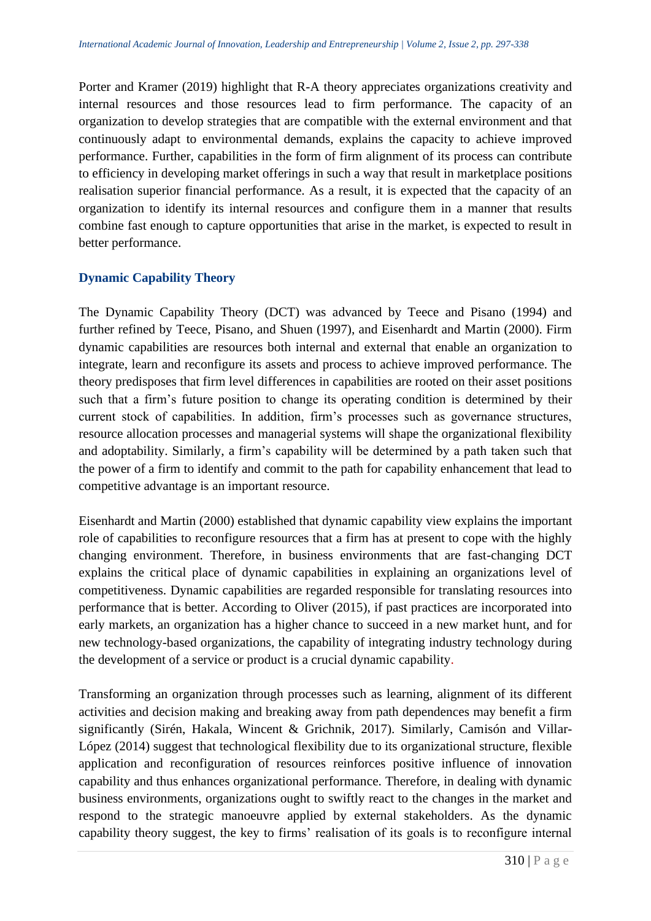Porter and Kramer (2019) highlight that R-A theory appreciates organizations creativity and internal resources and those resources lead to firm performance. The capacity of an organization to develop strategies that are compatible with the external environment and that continuously adapt to environmental demands, explains the capacity to achieve improved performance. Further, capabilities in the form of firm alignment of its process can contribute to efficiency in developing market offerings in such a way that result in marketplace positions realisation superior financial performance. As a result, it is expected that the capacity of an organization to identify its internal resources and configure them in a manner that results combine fast enough to capture opportunities that arise in the market, is expected to result in better performance.

### Dynamic Capability Theory

The Dynamic Capability Theory (DCT) was advanced by Teece and Pisano (1994) and further refined by Teece, Pisano, and Shuen (1997), and Eisenhardt and Martin (2000). Firm dynamic capabilities are resources both internal and external that enable an organization to integrate, learn and reconfigure its assets and process to achieve improved performance. The theory predisposes that firm level differences in capabilities are rooted on their asset positions such that a firm's future position to change its operating condition is determined by their current stock of capabilities. In addition, firm's processes such as governance structures, resource allocation processes and managerial systems will shape the organizational flexibility and adoptability. Similarly, a firm's capability will be determined by a path taken such that the power of a firm to identify and commit to the path for capability enhancement that lead to competitive advantage is an important resource.

Eisenhardt and Martin (2000) established that dynamic capability view explains the important role of capabilities to reconfigure resources that a firm has at present to cope with the highly changing environment. Therefore, in business environments that are fast-changing DCT explains the critical place of dynamic capabilities in explaining an organizations level of competitiveness. Dynamic capabilities are regarded responsible for translating resources into performance that is better. According to Oliver (2015), if past practices are incorporated into early markets, an organization has a higher chance to succeed in a new market hunt, and for new technology-based organizations, the capability of integrating industry technology during the development of a service or product is a crucial dynamic capability.

Transforming an organization through processes such as learning, alignment of its different activities and decision making and breaking away from path dependences may benefit a firm significantly (Sirén, Hakala, Wincent & Grichnik, 2017). Similarly, Camisón and Villar-López (2014) suggest that technological flexibility due to its organizational structure, flexible application and reconfiguration of resources reinforces positive influence of innovation capability and thus enhances organizational performance. Therefore, in dealing with dynamic business environments, organizations ought to swiftly react to the changes in the market and respond to the strategic manoeuvre applied by external stakeholders. As the dynamic capability theory suggest, the key to firms' realisation of its goals is to reconfigure internal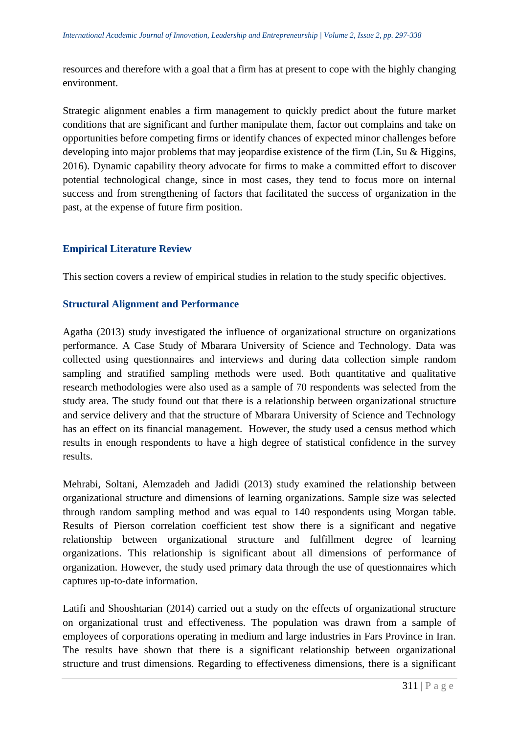resources and therefore with a goal that a firm has at present to cope with the highly changing environment.

Strategic alignment enables a firm management to quickly predict about the future market conditions that are significant and further manipulate them, factor out complains and take on opportunities before competing firms or identify chances of expected minor challenges before developing into major problems that may jeopardise existence of the firm (Lin, Su & Higgins, 2016). Dynamic capability theory advocate for firms to make a committed effort to discover potential technological change, since in most cases, they tend to focus more on internal success and from strengthening of factors that facilitated the success of organization in the past, at the expense of future firm position.

## Empirical Literature Review

This section covers a review of empirical studies in relation to the study specific objectives.

### Structural Alignment and Performance

Agatha (2013) study investigated the influence of organizational structure on organizations performance. A Case Study of Mbarara University of Science and Technology. Data was collected using questionnaires and interviews and during data collection simple random sampling and stratified sampling methods were used. Both quantitative and qualitative research methodologies were also used as a sample of 70 respondents was selected from the study area. The study found out that there is a relationship between organizational structure and service delivery and that the structure of Mbarara University of Science and Technology has an effect on its financial management. However, the study used a census method which results in enough respondents to have a high degree of statistical confidence in the survey results.

Mehrabi, Soltani, Alemzadeh and Jadidi (2013) study examined the relationship between organizational structure and dimensions of learning organizations. Sample size was selected through random sampling method and was equal to 140 respondents using Morgan table. Results of Pierson correlation coefficient test show there is a significant and negative relationship between organizational structure and fulfillment degree of learning organizations. This relationship is significant about all dimensions of performance of organization. However, the study used primary data through the use of questionnaires which captures up-to-date information.

Latifi and Shooshtarian (2014) carried out a study on the effects of organizational structure on organizational trust and effectiveness. The population was drawn from a sample of employees of corporations operating in medium and large industries in Fars Province in Iran. The results have shown that there is a significant relationship between organizational structure and trust dimensions. Regarding to effectiveness dimensions, there is a significant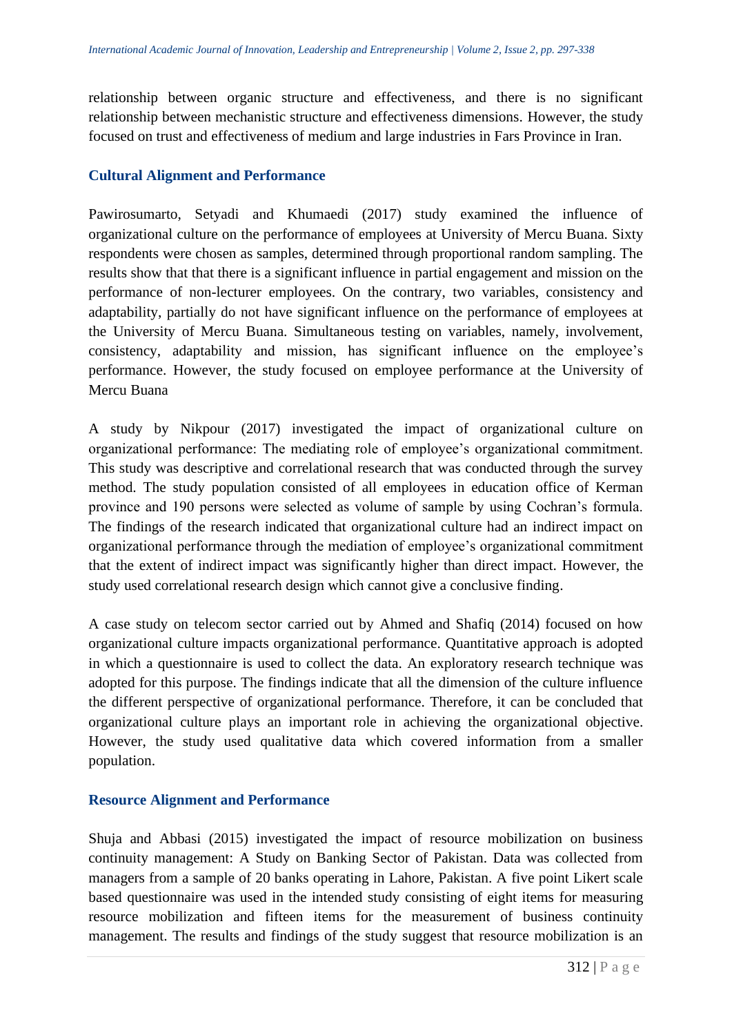relationship between organic structure and effectiveness, and there is no significant relationship between mechanistic structure and effectiveness dimensions. However, the study focused on trust and effectiveness of medium and large industries in Fars Province in Iran.

### Cultural Alignment and Performance

Pawirosumarto, Setyadi and Khumaedi (2017) study examined the influence of organizational culture on the performance of employees at University of Mercu Buana. Sixty respondents were chosen as samples, determined through proportional random sampling. The results show that that there is a significant influence in partial engagement and mission on the performance of non-lecturer employees. On the contrary, two variables, consistency and adaptability, partially do not have significant influence on the performance of employees at the University of Mercu Buana. Simultaneous testing on variables, namely, involvement, consistency, adaptability and mission, has significant influence on the employee's performance. However, the study focused on employee performance at the University of Mercu Buana

A study by Nikpour (2017) investigated the impact of organizational culture on organizational performance: The mediating role of employee's organizational commitment. This study was descriptive and correlational research that was conducted through the survey method. The study population consisted of all employees in education office of Kerman province and 190 persons were selected as volume of sample by using Cochran's formula. The findings of the research indicated that organizational culture had an indirect impact on organizational performance through the mediation of employee's organizational commitment that the extent of indirect impact was significantly higher than direct impact. However, the study used correlational research design which cannot give a conclusive finding.

A case study on telecom sector carried out by Ahmed and Shafiq (2014) focused on how organizational culture impacts organizational performance. Quantitative approach is adopted in which a questionnaire is used to collect the data. An exploratory research technique was adopted for this purpose. The findings indicate that all the dimension of the culture influence the different perspective of organizational performance. Therefore, it can be concluded that organizational culture plays an important role in achieving the organizational objective. However, the study used qualitative data which covered information from a smaller population.

### Resource Alignment and Performance

Shuja and Abbasi (2015) investigated the impact of resource mobilization on business continuity management: A Study on Banking Sector of Pakistan. Data was collected from managers from a sample of 20 banks operating in Lahore, Pakistan. A five point Likert scale based questionnaire was used in the intended study consisting of eight items for measuring resource mobilization and fifteen items for the measurement of business continuity management. The results and findings of the study suggest that resource mobilization is an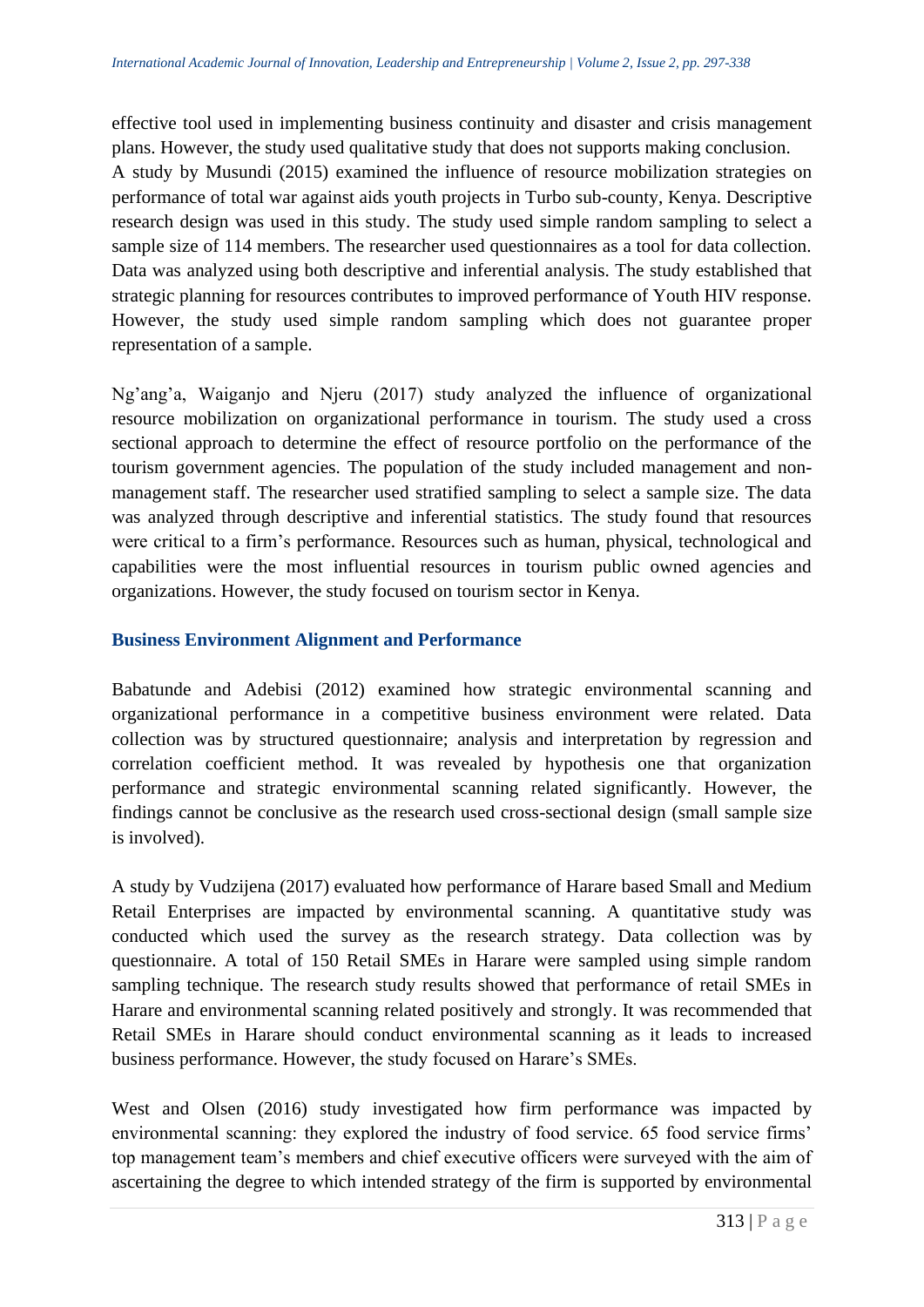effective tool used in implementing business continuity and disaster and crisis management plans. However, the study used qualitative study that does not supports making conclusion.

A study by Musundi (2015) examined the influence of resource mobilization strategies on performance of total war against aids youth projects in Turbo sub-county, Kenya. Descriptive research design was used in this study. The study used simple random sampling to select a sample size of 114 members. The researcher used questionnaires as a tool for data collection. Data was analyzed using both descriptive and inferential analysis. The study established that strategic planning for resources contributes to improved performance of Youth HIV response. However, the study used simple random sampling which does not guarantee proper representation of a sample.

Ng'ang'a, Waiganjo and Njeru (2017) study analyzed the influence of organizational resource mobilization on organizational performance in tourism. The study used a cross sectional approach to determine the effect of resource portfolio on the performance of the tourism government agencies. The population of the study included management and non-management staff. The researcher used stratified sampling to select a sample size. The data was analyzed through descriptive and inferential statistics. The study found that resources were critical to a firm's performance. Resources such as human, physical, technological and capabilities were the most influential resources in tourism public owned agencies and organizations. However, the study focused on tourism sector in Kenya.

### Business Environment Alignment and Performance

Babatunde and Adebisi (2012) examined how strategic environmental scanning and organizational performance in a competitive business environment were related. Data collection was by structured questionnaire; analysis and interpretation by regression and correlation coefficient method. It was revealed by hypothesis one that organization performance and strategic environmental scanning related significantly. However, the findings cannot be conclusive as the research used cross-sectional design (small sample size is involved).

A study by Vudzijena (2017) evaluated how performance of Harare based Small and Medium Retail Enterprises are impacted by environmental scanning. A quantitative study was conducted which used the survey as the research strategy. Data collection was by questionnaire. A total of 150 Retail SMEs in Harare were sampled using simple random sampling technique. The research study results showed that performance of retail SMEs in Harare and environmental scanning related positively and strongly. It was recommended that Retail SMEs in Harare should conduct environmental scanning as it leads to increased business performance. However, the study focused on Harare's SMEs.

West and Olsen (2016) study investigated how firm performance was impacted by environmental scanning: they explored the industry of food service. 65 food service firms' top management team's members and chief executive officers were surveyed with the aim of ascertaining the degree to which intended strategy of the firm is supported by environmental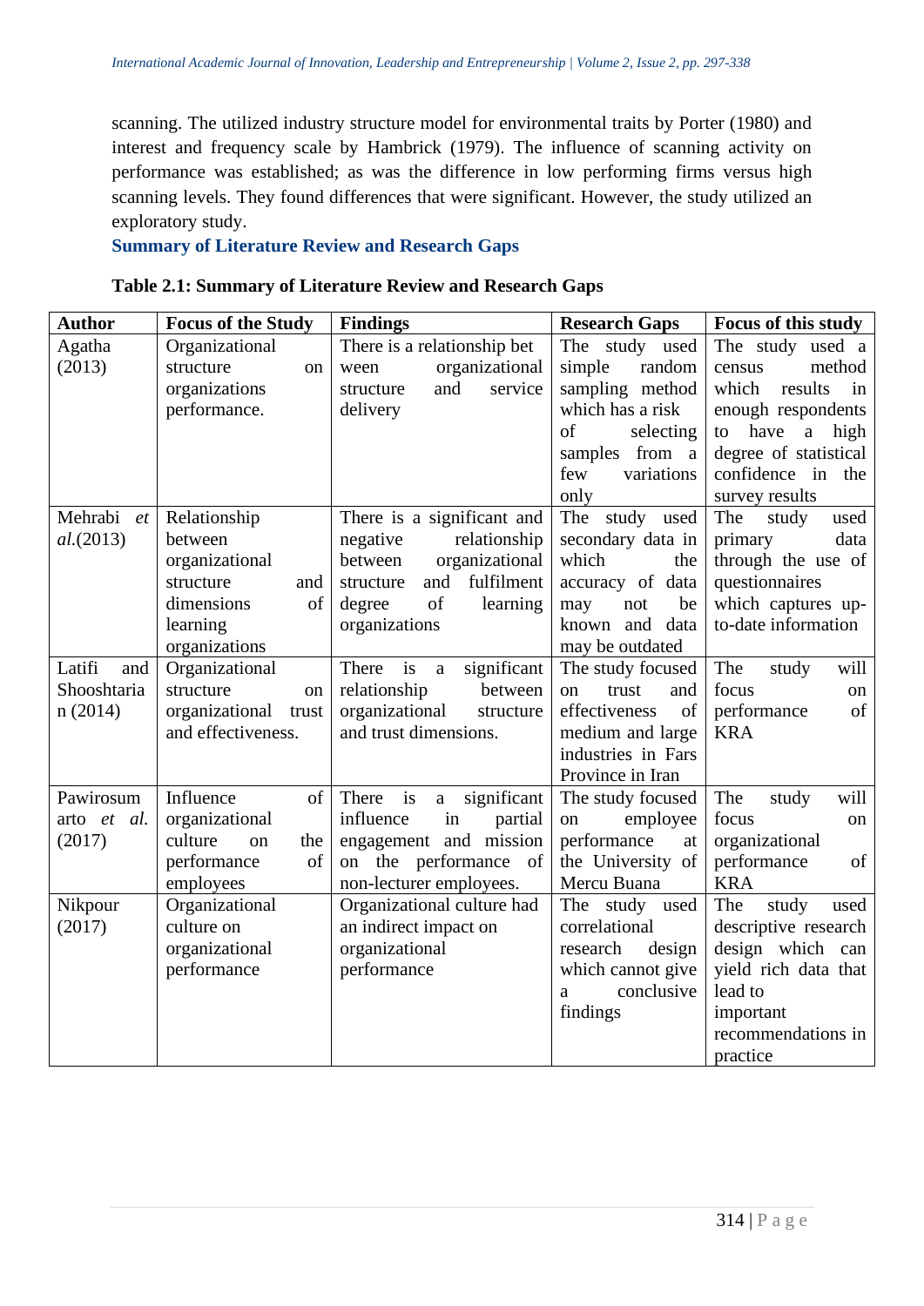scanning. The utilized industry structure model for environmental traits by Porter (1980) and interest and frequency scale by Hambrick (1979). The influence of scanning activity on performance was established; as was the difference in low performing firms versus high scanning levels. They found differences that were significant. However, the study utilized an exploratory study.

## Summary of Literature Review and Research Gaps

**Table 2.1: Summary of Literature Review and Research Gaps**

| Author | Focus of the Study | Findings | Research Gaps | Focus of this study |
|---|---|---|---|---|
| Agatha (2013) | Organizational structure on organizations performance. | There is a relationship bet ween organizational structure and service delivery | The study used simple random sampling method which has a risk of selecting samples from a few variations only | The study used a census method which results in enough respondents to have a high degree of statistical confidence in the survey results |
| Mehrabi *et al.*(2013) | Relationship between organizational structure and dimensions of learning organizations | There is a significant and negative relationship between organizational structure and fulfilment degree of learning organizations | The study used secondary data in which the accuracy of data may not be known and data may be outdated | The study used primary data through the use of questionnaires which captures up-to-date information |
| Latifi and Shooshtarian (2014) | Organizational structure on organizational trust and effectiveness. | There is a significant relationship between organizational structure and trust dimensions. | The study focused on trust and effectiveness of medium and large industries in Fars Province in Iran | The study will focus on performance of KRA |
| Pawirosumarto *et al.* (2017) | Influence of organizational culture on the performance of employees | There is a significant influence in partial engagement and mission on the performance of non-lecturer employees. | The study focused on employee performance at the University of Mercu Buana | The study will focus on organizational performance of KRA |
| Nikpour (2017) | Organizational culture on organizational performance | Organizational culture had an indirect impact on organizational performance | The study used correlational research design which cannot give a conclusive findings | The study used descriptive research design which can yield rich data that lead to important recommendations in practice |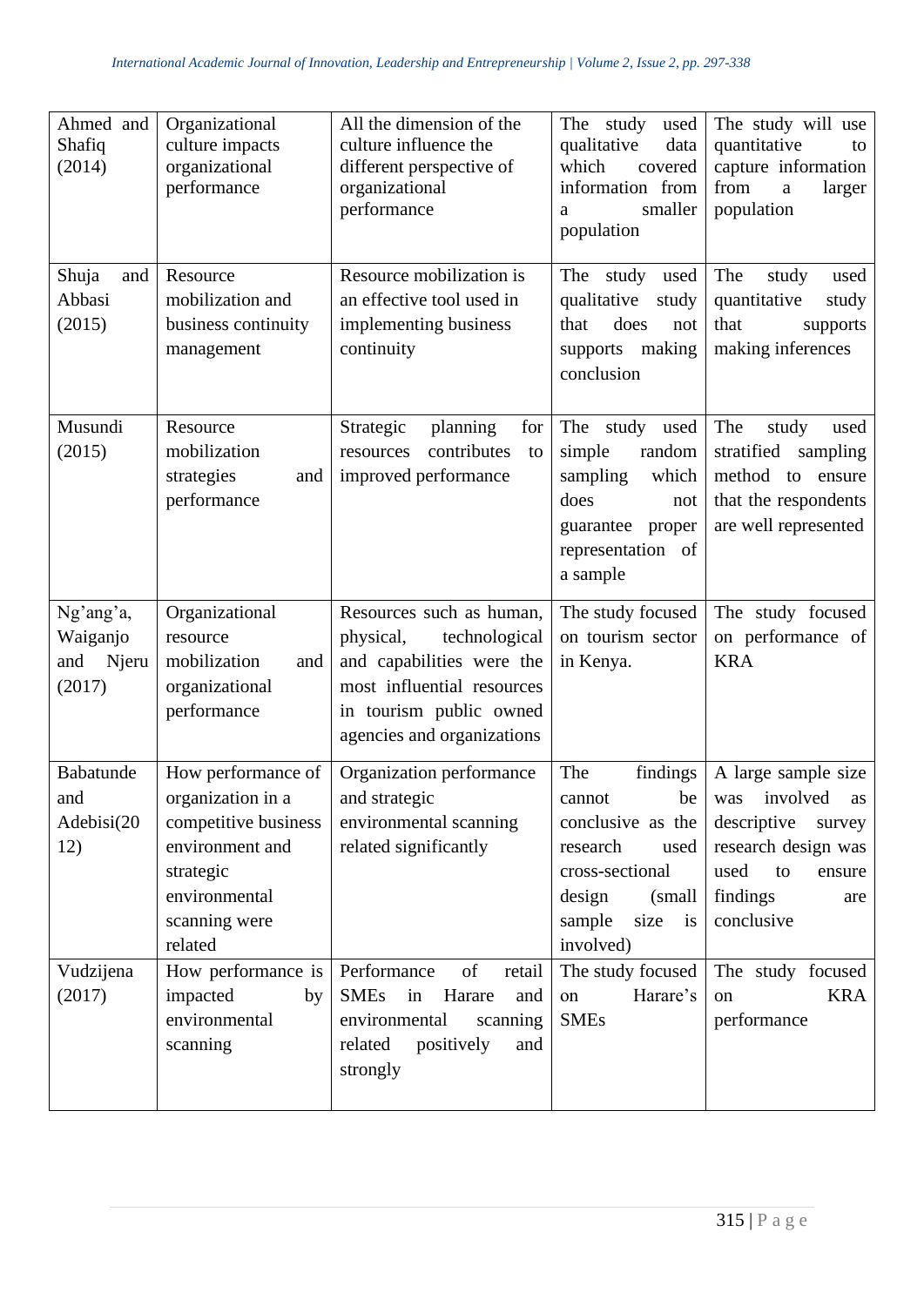| | | | | |
|---|---|---|---|---|
| Ahmed and Shafiq (2014) | Organizational culture impacts organizational performance | All the dimension of the culture influence the different perspective of organizational performance | The study used qualitative data which covered information from a smaller population | The study will use quantitative to capture information from a larger population |
| Shuja and Abbasi (2015) | Resource mobilization and business continuity management | Resource mobilization is an effective tool used in implementing business continuity | The study used qualitative study that does not supports making conclusion | The study used quantitative study that supports making inferences |
| Musundi (2015) | Resource mobilization strategies and performance | Strategic planning for resources contributes to improved performance | The study used simple random sampling which does not guarantee proper representation of a sample | The study used stratified sampling method to ensure that the respondents are well represented |
| Ng'ang'a, Waiganjo and Njeru (2017) | Organizational resource mobilization and organizational performance | Resources such as human, physical, technological and capabilities were the most influential resources in tourism public owned agencies and organizations | The study focused on tourism sector in Kenya. | The study focused on performance of KRA |
| Babatunde and Adebisi(2012) | How performance of organization in a competitive business environment and strategic environmental scanning were related | Organization performance and strategic environmental scanning related significantly | The findings cannot be conclusive as the research used cross-sectional design (small sample size is involved) | A large sample size was involved as descriptive survey research design was used to ensure findings are conclusive |
| Vudzijena (2017) | How performance is impacted by environmental scanning | Performance of retail SMEs in Harare and environmental scanning related positively and strongly | The study focused on Harare's SMEs | The study focused on KRA performance |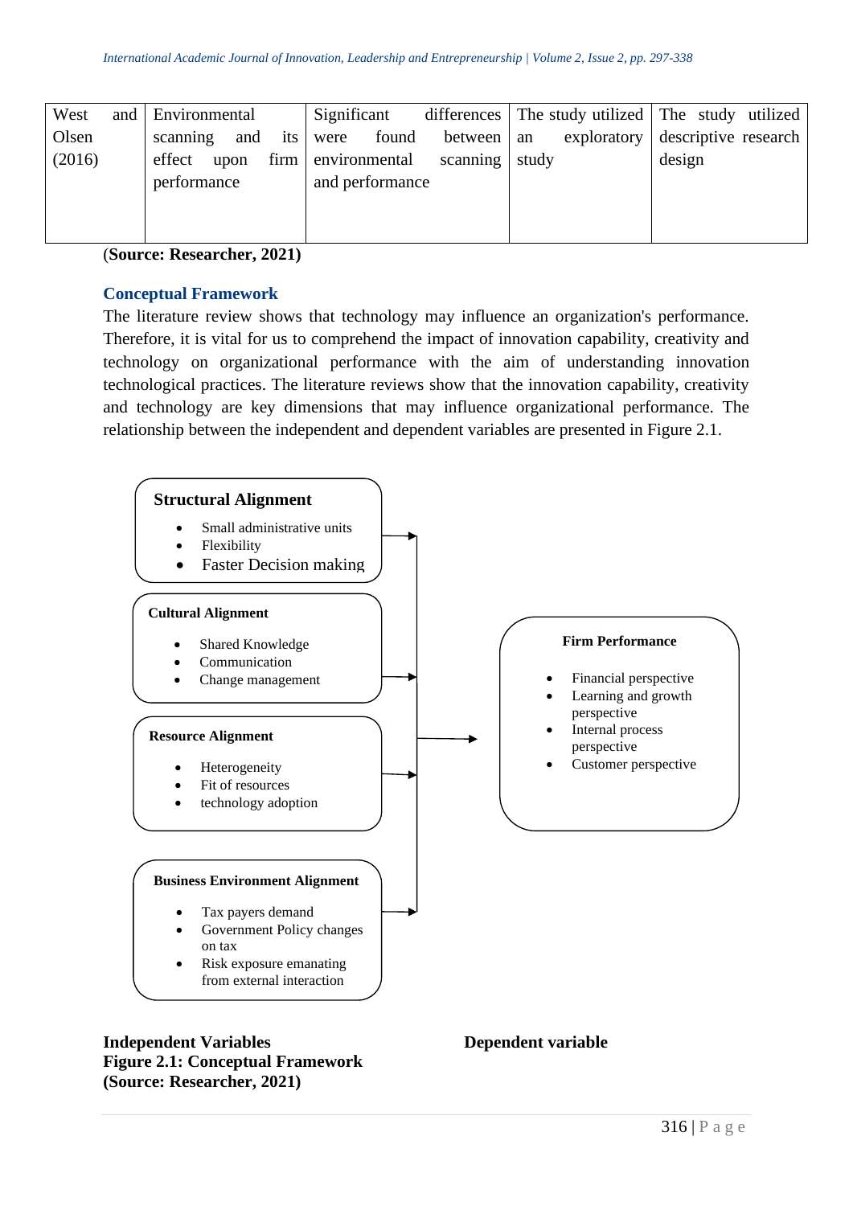| West and Olsen (2016) | Environmental scanning and its effect upon firm performance | Significant differences were found between environmental scanning and performance | The study utilized an exploratory study | The study utilized descriptive research design |
|---|---|---|---|---|

(**Source: Researcher, 2021)**

## Conceptual Framework

The literature review shows that technology may influence an organization's performance. Therefore, it is vital for us to comprehend the impact of innovation capability, creativity and technology on organizational performance with the aim of understanding innovation technological practices. The literature reviews show that the innovation capability, creativity and technology are key dimensions that may influence organizational performance. The relationship between the independent and dependent variables are presented in Figure 2.1.

**Structural Alignment**
- Small administrative units
- Flexibility
- Faster Decision making

**Cultural Alignment**
- Shared Knowledge
- Communication
- Change management

**Resource Alignment**
- Heterogeneity
- Fit of resources
- technology adoption

**Business Environment Alignment**
- Tax payers demand
- Government Policy changes on tax
- Risk exposure emanating from external interaction

**Firm Performance**
- Financial perspective
- Learning and growth perspective
- Internal process perspective
- Customer perspective

**Independent Variables** **Dependent variable**

**Figure 2.1: Conceptual Framework**

**(Source: Researcher, 2021)**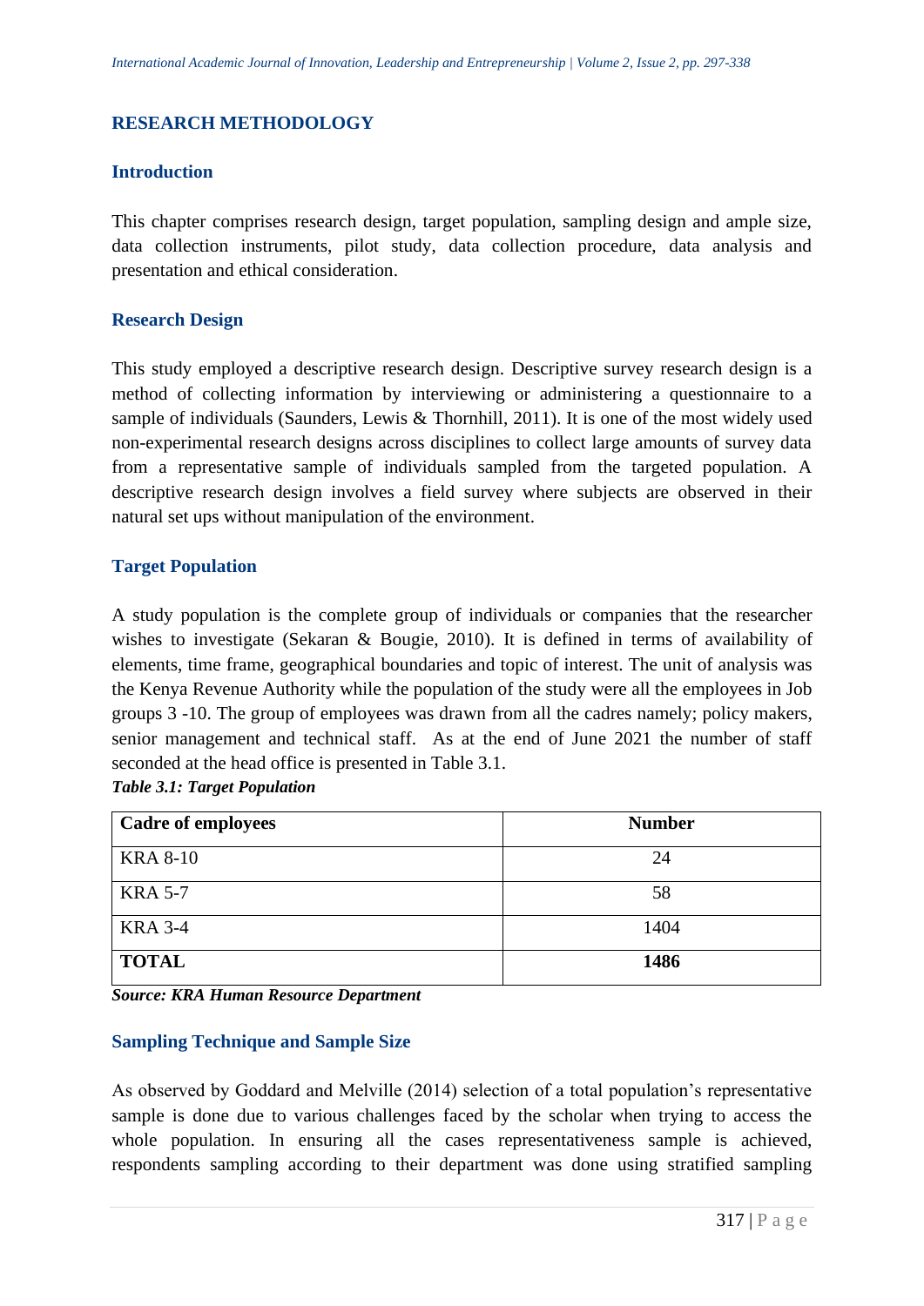## RESEARCH METHODOLOGY

### Introduction

This chapter comprises research design, target population, sampling design and ample size, data collection instruments, pilot study, data collection procedure, data analysis and presentation and ethical consideration.

### Research Design

This study employed a descriptive research design. Descriptive survey research design is a method of collecting information by interviewing or administering a questionnaire to a sample of individuals (Saunders, Lewis & Thornhill, 2011). It is one of the most widely used non-experimental research designs across disciplines to collect large amounts of survey data from a representative sample of individuals sampled from the targeted population. A descriptive research design involves a field survey where subjects are observed in their natural set ups without manipulation of the environment.

### Target Population

A study population is the complete group of individuals or companies that the researcher wishes to investigate (Sekaran & Bougie, 2010). It is defined in terms of availability of elements, time frame, geographical boundaries and topic of interest. The unit of analysis was the Kenya Revenue Authority while the population of the study were all the employees in Job groups 3 -10. The group of employees was drawn from all the cadres namely; policy makers, senior management and technical staff. As at the end of June 2021 the number of staff seconded at the head office is presented in Table 3.1.

***Table 3.1: Target Population***

| Cadre of employees | Number |
|---|---|
| KRA 8-10 | 24 |
| KRA 5-7 | 58 |
| KRA 3-4 | 1404 |
| **TOTAL** | **1486** |

***Source: KRA Human Resource Department***

### Sampling Technique and Sample Size

As observed by Goddard and Melville (2014) selection of a total population's representative sample is done due to various challenges faced by the scholar when trying to access the whole population. In ensuring all the cases representativeness sample is achieved, respondents sampling according to their department was done using stratified sampling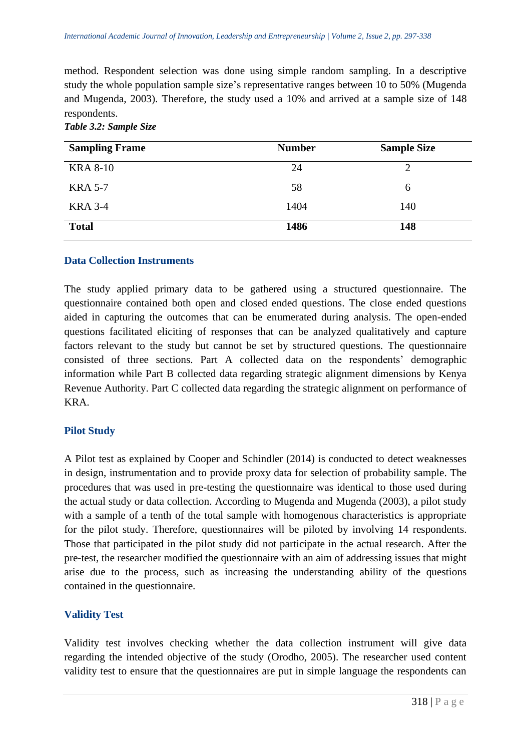method. Respondent selection was done using simple random sampling. In a descriptive study the whole population sample size's representative ranges between 10 to 50% (Mugenda and Mugenda, 2003). Therefore, the study used a 10% and arrived at a sample size of 148 respondents.

***Table 3.2: Sample Size***

| Sampling Frame | Number | Sample Size |
|---|---|---|
| KRA 8-10 | 24 | 2 |
| KRA 5-7 | 58 | 6 |
| KRA 3-4 | 1404 | 140 |
| **Total** | **1486** | **148** |

## Data Collection Instruments

The study applied primary data to be gathered using a structured questionnaire. The questionnaire contained both open and closed ended questions. The close ended questions aided in capturing the outcomes that can be enumerated during analysis. The open-ended questions facilitated eliciting of responses that can be analyzed qualitatively and capture factors relevant to the study but cannot be set by structured questions. The questionnaire consisted of three sections. Part A collected data on the respondents' demographic information while Part B collected data regarding strategic alignment dimensions by Kenya Revenue Authority. Part C collected data regarding the strategic alignment on performance of KRA.

## Pilot Study

A Pilot test as explained by Cooper and Schindler (2014) is conducted to detect weaknesses in design, instrumentation and to provide proxy data for selection of probability sample. The procedures that was used in pre-testing the questionnaire was identical to those used during the actual study or data collection. According to Mugenda and Mugenda (2003), a pilot study with a sample of a tenth of the total sample with homogenous characteristics is appropriate for the pilot study. Therefore, questionnaires will be piloted by involving 14 respondents. Those that participated in the pilot study did not participate in the actual research. After the pre-test, the researcher modified the questionnaire with an aim of addressing issues that might arise due to the process, such as increasing the understanding ability of the questions contained in the questionnaire.

## Validity Test

Validity test involves checking whether the data collection instrument will give data regarding the intended objective of the study (Orodho, 2005). The researcher used content validity test to ensure that the questionnaires are put in simple language the respondents can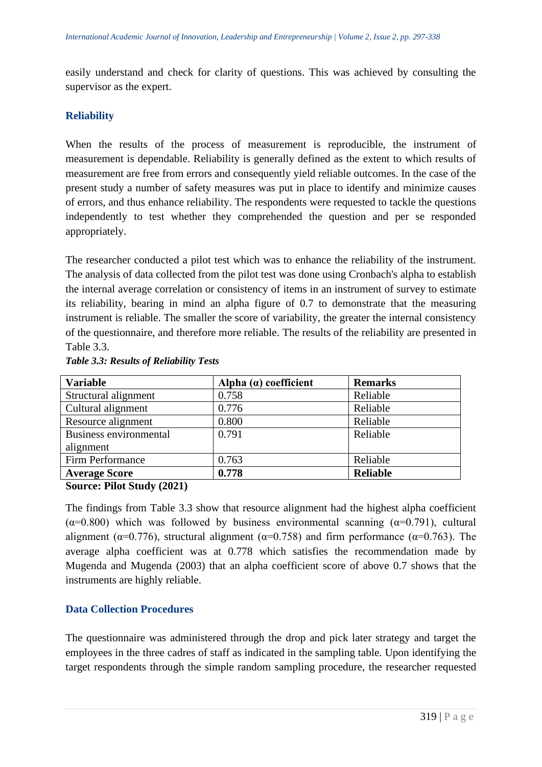easily understand and check for clarity of questions. This was achieved by consulting the supervisor as the expert.

## Reliability

When the results of the process of measurement is reproducible, the instrument of measurement is dependable. Reliability is generally defined as the extent to which results of measurement are free from errors and consequently yield reliable outcomes. In the case of the present study a number of safety measures was put in place to identify and minimize causes of errors, and thus enhance reliability. The respondents were requested to tackle the questions independently to test whether they comprehended the question and per se responded appropriately.

The researcher conducted a pilot test which was to enhance the reliability of the instrument. The analysis of data collected from the pilot test was done using Cronbach's alpha to establish the internal average correlation or consistency of items in an instrument of survey to estimate its reliability, bearing in mind an alpha figure of 0.7 to demonstrate that the measuring instrument is reliable. The smaller the score of variability, the greater the internal consistency of the questionnaire, and therefore more reliable. The results of the reliability are presented in Table 3.3.

***Table 3.3: Results of Reliability Tests***

| Variable | Alpha (α) coefficient | Remarks |
|---|---|---|
| Structural alignment | 0.758 | Reliable |
| Cultural alignment | 0.776 | Reliable |
| Resource alignment | 0.800 | Reliable |
| Business environmental alignment | 0.791 | Reliable |
| Firm Performance | 0.763 | Reliable |
| **Average Score** | **0.778** | **Reliable** |

**Source: Pilot Study (2021)**

The findings from Table 3.3 show that resource alignment had the highest alpha coefficient ($\alpha$=0.800) which was followed by business environmental scanning ($\alpha$=0.791), cultural alignment ($\alpha$=0.776), structural alignment ($\alpha$=0.758) and firm performance ($\alpha$=0.763). The average alpha coefficient was at 0.778 which satisfies the recommendation made by Mugenda and Mugenda (2003) that an alpha coefficient score of above 0.7 shows that the instruments are highly reliable.

## Data Collection Procedures

The questionnaire was administered through the drop and pick later strategy and target the employees in the three cadres of staff as indicated in the sampling table. Upon identifying the target respondents through the simple random sampling procedure, the researcher requested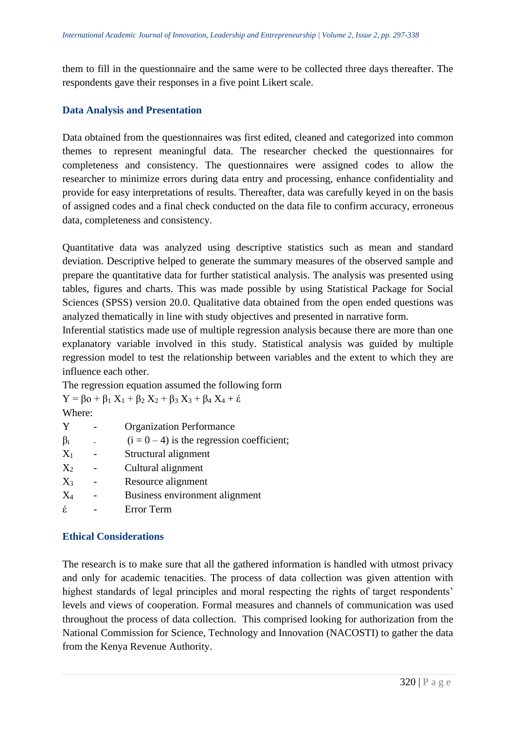them to fill in the questionnaire and the same were to be collected three days thereafter. The respondents gave their responses in a five point Likert scale.

### Data Analysis and Presentation

Data obtained from the questionnaires was first edited, cleaned and categorized into common themes to represent meaningful data. The researcher checked the questionnaires for completeness and consistency. The questionnaires were assigned codes to allow the researcher to minimize errors during data entry and processing, enhance confidentiality and provide for easy interpretations of results. Thereafter, data was carefully keyed in on the basis of assigned codes and a final check conducted on the data file to confirm accuracy, erroneous data, completeness and consistency.

Quantitative data was analyzed using descriptive statistics such as mean and standard deviation. Descriptive helped to generate the summary measures of the observed sample and prepare the quantitative data for further statistical analysis. The analysis was presented using tables, figures and charts. This was made possible by using Statistical Package for Social Sciences (SPSS) version 20.0. Qualitative data obtained from the open ended questions was analyzed thematically in line with study objectives and presented in narrative form.
Inferential statistics made use of multiple regression analysis because there are more than one explanatory variable involved in this study. Statistical analysis was guided by multiple regression model to test the relationship between variables and the extent to which they are influence each other.
The regression equation assumed the following form

$$Y = \beta o + \beta_1 X_1 + \beta_2 X_2 + \beta_3 X_3 + \beta_4 X_4 + \acute{\varepsilon}$$

Where:

| | | |
|---|---|---|
| $Y$ | - | Organization Performance |
| $\beta_i$ | - | ($i = 0 – 4$) is the regression coefficient; |
| $X_1$ | - | Structural alignment |
| $X_2$ | - | Cultural alignment |
| $X_3$ | - | Resource alignment |
| $X_4$ | - | Business environment alignment |
| $\acute{\varepsilon}$ | - | Error Term |

### Ethical Considerations

The research is to make sure that all the gathered information is handled with utmost privacy and only for academic tenacities. The process of data collection was given attention with highest standards of legal principles and moral respecting the rights of target respondents' levels and views of cooperation. Formal measures and channels of communication was used throughout the process of data collection. This comprised looking for authorization from the National Commission for Science, Technology and Innovation (NACOSTI) to gather the data from the Kenya Revenue Authority.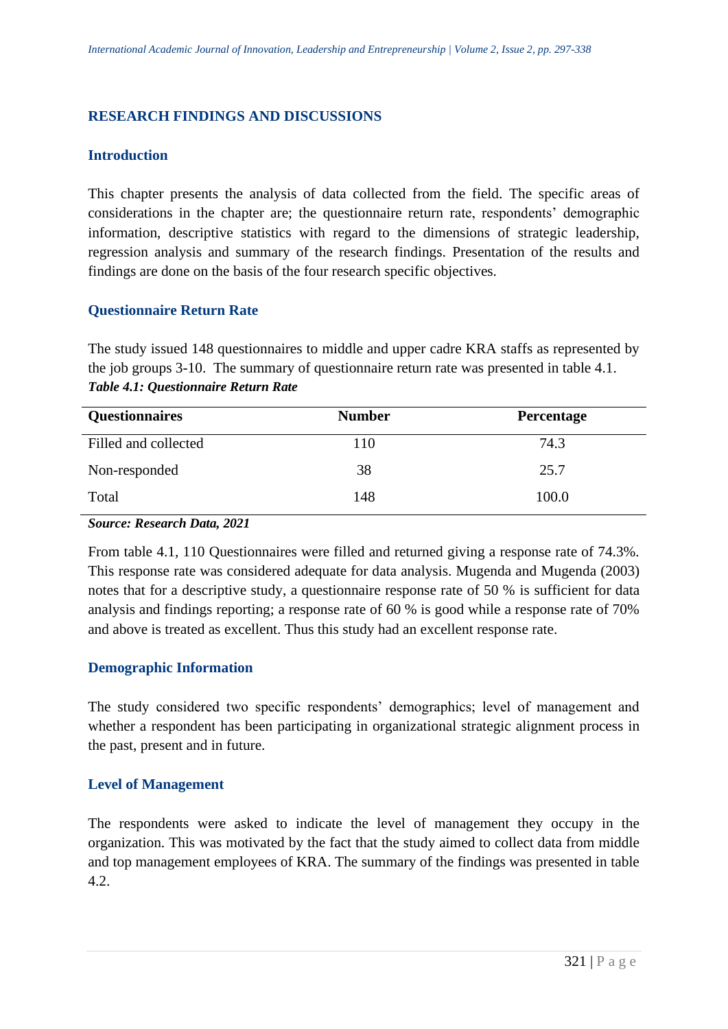## RESEARCH FINDINGS AND DISCUSSIONS

### Introduction

This chapter presents the analysis of data collected from the field. The specific areas of considerations in the chapter are; the questionnaire return rate, respondents' demographic information, descriptive statistics with regard to the dimensions of strategic leadership, regression analysis and summary of the research findings. Presentation of the results and findings are done on the basis of the four research specific objectives.

### Questionnaire Return Rate

The study issued 148 questionnaires to middle and upper cadre KRA staffs as represented by the job groups 3-10. The summary of questionnaire return rate was presented in table 4.1.

***Table 4.1: Questionnaire Return Rate***

| Questionnaires | Number | Percentage |
|---|---|---|
| Filled and collected | 110 | 74.3 |
| Non-responded | 38 | 25.7 |
| Total | 148 | 100.0 |

***Source: Research Data, 2021***

From table 4.1, 110 Questionnaires were filled and returned giving a response rate of 74.3%. This response rate was considered adequate for data analysis. Mugenda and Mugenda (2003) notes that for a descriptive study, a questionnaire response rate of 50 % is sufficient for data analysis and findings reporting; a response rate of 60 % is good while a response rate of 70% and above is treated as excellent. Thus this study had an excellent response rate.

### Demographic Information

The study considered two specific respondents' demographics; level of management and whether a respondent has been participating in organizational strategic alignment process in the past, present and in future.

### Level of Management

The respondents were asked to indicate the level of management they occupy in the organization. This was motivated by the fact that the study aimed to collect data from middle and top management employees of KRA. The summary of the findings was presented in table 4.2.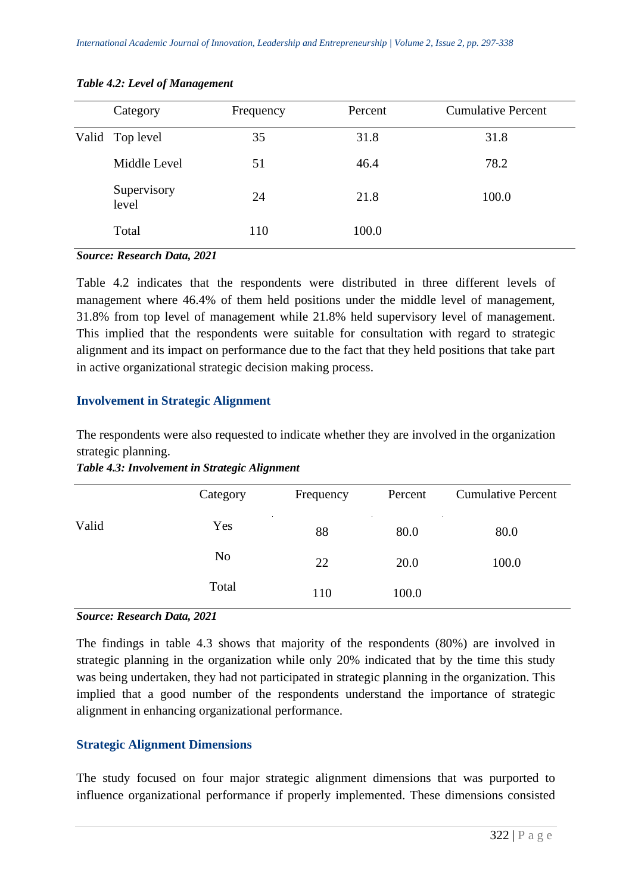*Table 4.2: Level of Management*

| | Category | Frequency | Percent | Cumulative Percent |
|---|---|---|---|---|
| Valid | Top level | 35 | 31.8 | 31.8 |
| | Middle Level | 51 | 46.4 | 78.2 |
| | Supervisory level | 24 | 21.8 | 100.0 |
| | Total | 110 | 100.0 | |

***Source: Research Data, 2021***

Table 4.2 indicates that the respondents were distributed in three different levels of management where 46.4% of them held positions under the middle level of management, 31.8% from top level of management while 21.8% held supervisory level of management. This implied that the respondents were suitable for consultation with regard to strategic alignment and its impact on performance due to the fact that they held positions that take part in active organizational strategic decision making process.

### Involvement in Strategic Alignment

The respondents were also requested to indicate whether they are involved in the organization strategic planning.

*Table 4.3: Involvement in Strategic Alignment*

| | Category | Frequency | Percent | Cumulative Percent |
|---|---|---|---|---|
| Valid | Yes | 88 | 80.0 | 80.0 |
| | No | 22 | 20.0 | 100.0 |
| | Total | 110 | 100.0 | |

***Source: Research Data, 2021***

The findings in table 4.3 shows that majority of the respondents (80%) are involved in strategic planning in the organization while only 20% indicated that by the time this study was being undertaken, they had not participated in strategic planning in the organization. This implied that a good number of the respondents understand the importance of strategic alignment in enhancing organizational performance.

### Strategic Alignment Dimensions

The study focused on four major strategic alignment dimensions that was purported to influence organizational performance if properly implemented. These dimensions consisted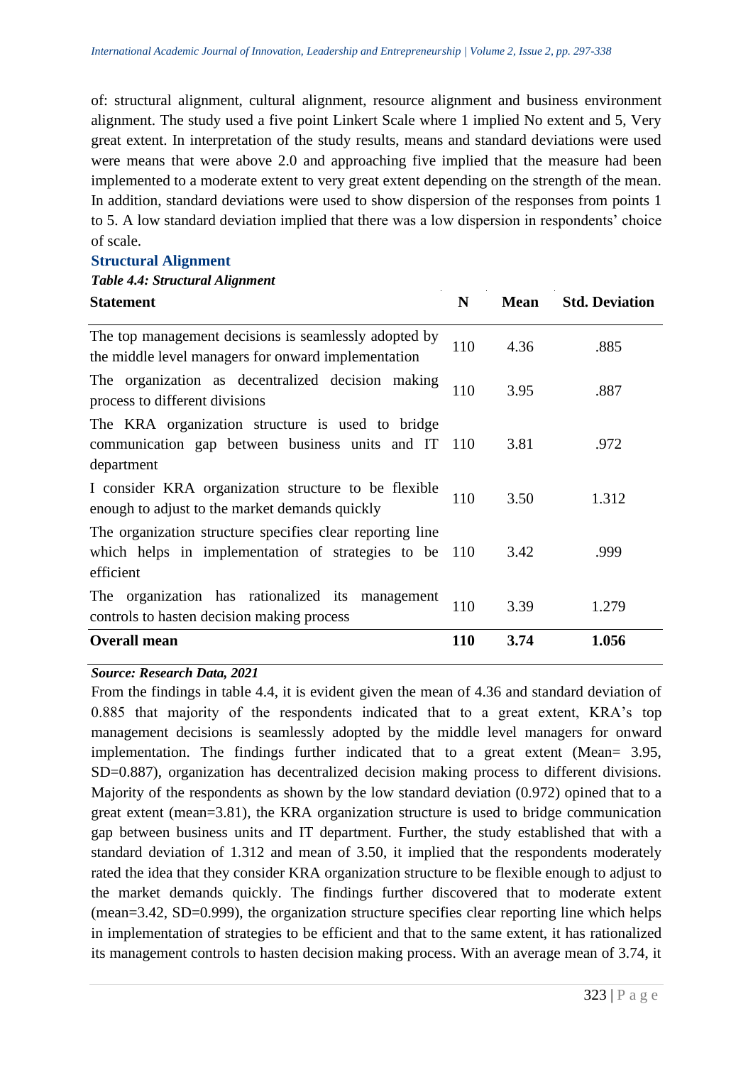of: structural alignment, cultural alignment, resource alignment and business environment alignment. The study used a five point Linkert Scale where 1 implied No extent and 5, Very great extent. In interpretation of the study results, means and standard deviations were used were means that were above 2.0 and approaching five implied that the measure had been implemented to a moderate extent to very great extent depending on the strength of the mean. In addition, standard deviations were used to show dispersion of the responses from points 1 to 5. A low standard deviation implied that there was a low dispersion in respondents' choice of scale.

### Structural Alignment

***Table 4.4: Structural Alignment***

| Statement | N | Mean | Std. Deviation |
|---|---|---|---|
| The top management decisions is seamlessly adopted by the middle level managers for onward implementation | 110 | 4.36 | .885 |
| The organization as decentralized decision making process to different divisions | 110 | 3.95 | .887 |
| The KRA organization structure is used to bridge communication gap between business units and IT department | 110 | 3.81 | .972 |
| I consider KRA organization structure to be flexible enough to adjust to the market demands quickly | 110 | 3.50 | 1.312 |
| The organization structure specifies clear reporting line which helps in implementation of strategies to be efficient | 110 | 3.42 | .999 |
| The organization has rationalized its management controls to hasten decision making process | 110 | 3.39 | 1.279 |
| **Overall mean** | **110** | **3.74** | **1.056** |

***Source: Research Data, 2021***

From the findings in table 4.4, it is evident given the mean of 4.36 and standard deviation of 0.885 that majority of the respondents indicated that to a great extent, KRA's top management decisions is seamlessly adopted by the middle level managers for onward implementation. The findings further indicated that to a great extent (Mean= 3.95, SD=0.887), organization has decentralized decision making process to different divisions. Majority of the respondents as shown by the low standard deviation (0.972) opined that to a great extent (mean=3.81), the KRA organization structure is used to bridge communication gap between business units and IT department. Further, the study established that with a standard deviation of 1.312 and mean of 3.50, it implied that the respondents moderately rated the idea that they consider KRA organization structure to be flexible enough to adjust to the market demands quickly. The findings further discovered that to moderate extent (mean=3.42, SD=0.999), the organization structure specifies clear reporting line which helps in implementation of strategies to be efficient and that to the same extent, it has rationalized its management controls to hasten decision making process. With an average mean of 3.74, it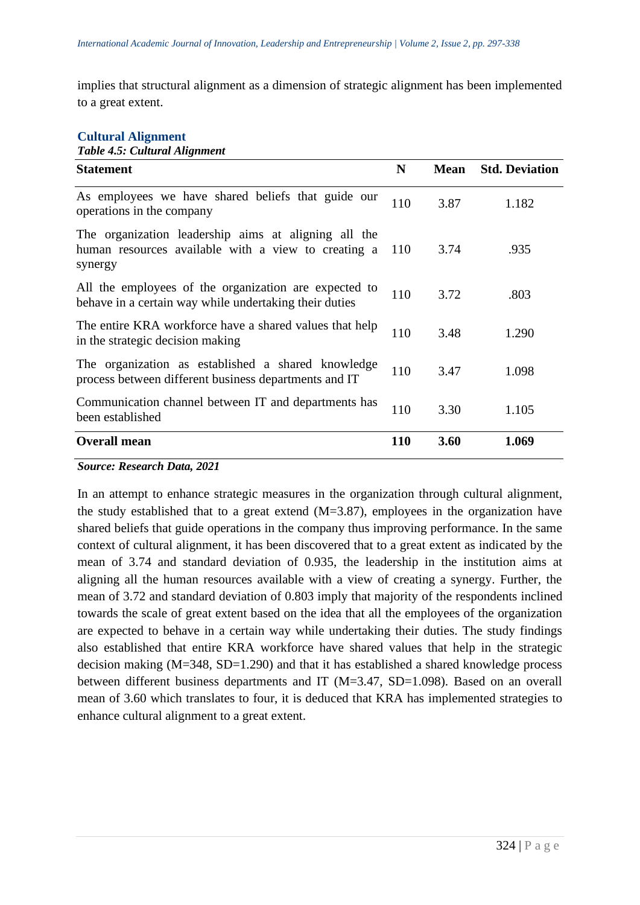implies that structural alignment as a dimension of strategic alignment has been implemented to a great extent.

### Cultural Alignment

***Table 4.5: Cultural Alignment***

| Statement | N | Mean | Std. Deviation |
|---|---|---|---|
| As employees we have shared beliefs that guide our operations in the company | 110 | 3.87 | 1.182 |
| The organization leadership aims at aligning all the human resources available with a view to creating a synergy | 110 | 3.74 | .935 |
| All the employees of the organization are expected to behave in a certain way while undertaking their duties | 110 | 3.72 | .803 |
| The entire KRA workforce have a shared values that help in the strategic decision making | 110 | 3.48 | 1.290 |
| The organization as established a shared knowledge process between different business departments and IT | 110 | 3.47 | 1.098 |
| Communication channel between IT and departments has been established | 110 | 3.30 | 1.105 |
| **Overall mean** | **110** | **3.60** | **1.069** |

***Source: Research Data, 2021***

In an attempt to enhance strategic measures in the organization through cultural alignment, the study established that to a great extend (M=3.87), employees in the organization have shared beliefs that guide operations in the company thus improving performance. In the same context of cultural alignment, it has been discovered that to a great extent as indicated by the mean of 3.74 and standard deviation of 0.935, the leadership in the institution aims at aligning all the human resources available with a view of creating a synergy. Further, the mean of 3.72 and standard deviation of 0.803 imply that majority of the respondents inclined towards the scale of great extent based on the idea that all the employees of the organization are expected to behave in a certain way while undertaking their duties. The study findings also established that entire KRA workforce have shared values that help in the strategic decision making (M=348, SD=1.290) and that it has established a shared knowledge process between different business departments and IT (M=3.47, SD=1.098). Based on an overall mean of 3.60 which translates to four, it is deduced that KRA has implemented strategies to enhance cultural alignment to a great extent.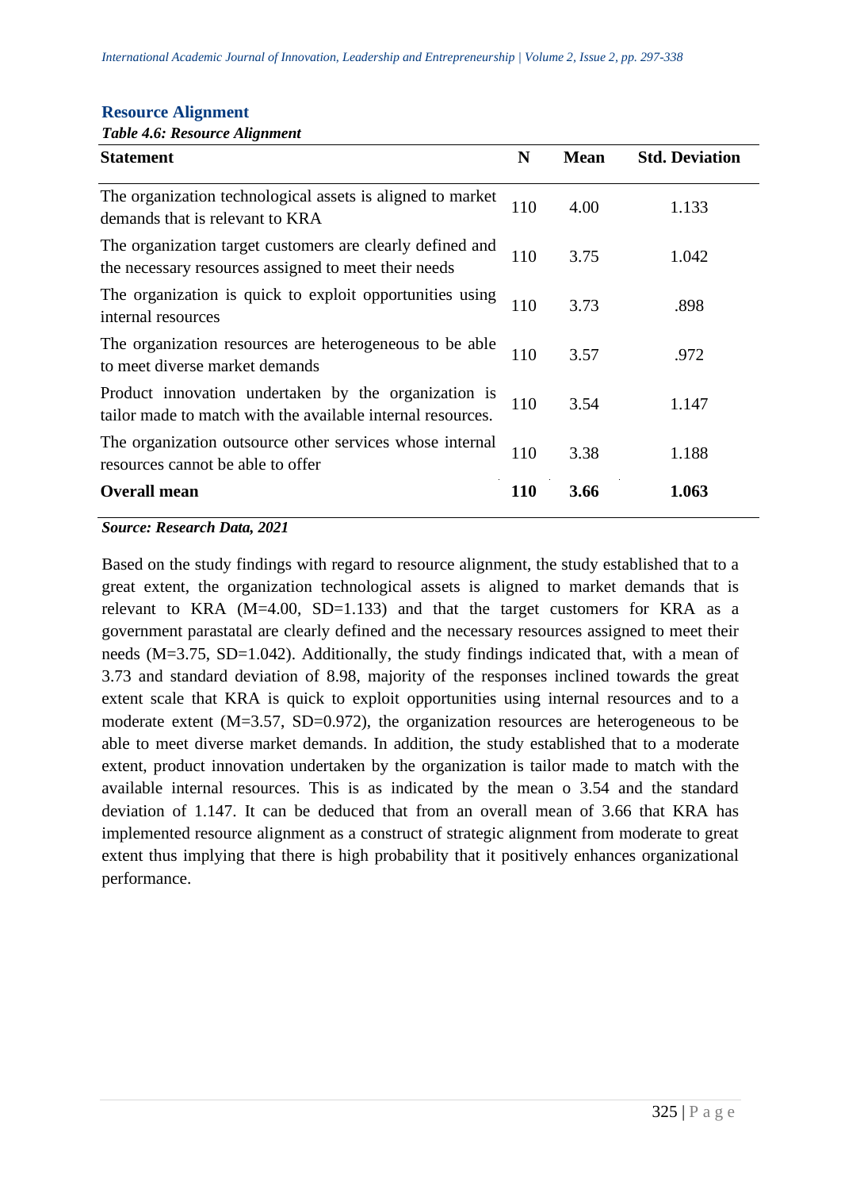## Resource Alignment

***Table 4.6: Resource Alignment***

| Statement | N | Mean | Std. Deviation |
|---|---|---|---|
| The organization technological assets is aligned to market demands that is relevant to KRA | 110 | 4.00 | 1.133 |
| The organization target customers are clearly defined and the necessary resources assigned to meet their needs | 110 | 3.75 | 1.042 |
| The organization is quick to exploit opportunities using internal resources | 110 | 3.73 | .898 |
| The organization resources are heterogeneous to be able to meet diverse market demands | 110 | 3.57 | .972 |
| Product innovation undertaken by the organization is tailor made to match with the available internal resources. | 110 | 3.54 | 1.147 |
| The organization outsource other services whose internal resources cannot be able to offer | 110 | 3.38 | 1.188 |
| **Overall mean** | **110** | **3.66** | **1.063** |

***Source: Research Data, 2021***

Based on the study findings with regard to resource alignment, the study established that to a great extent, the organization technological assets is aligned to market demands that is relevant to KRA (M=4.00, SD=1.133) and that the target customers for KRA as a government parastatal are clearly defined and the necessary resources assigned to meet their needs (M=3.75, SD=1.042). Additionally, the study findings indicated that, with a mean of 3.73 and standard deviation of 8.98, majority of the responses inclined towards the great extent scale that KRA is quick to exploit opportunities using internal resources and to a moderate extent (M=3.57, SD=0.972), the organization resources are heterogeneous to be able to meet diverse market demands. In addition, the study established that to a moderate extent, product innovation undertaken by the organization is tailor made to match with the available internal resources. This is as indicated by the mean o 3.54 and the standard deviation of 1.147. It can be deduced that from an overall mean of 3.66 that KRA has implemented resource alignment as a construct of strategic alignment from moderate to great extent thus implying that there is high probability that it positively enhances organizational performance.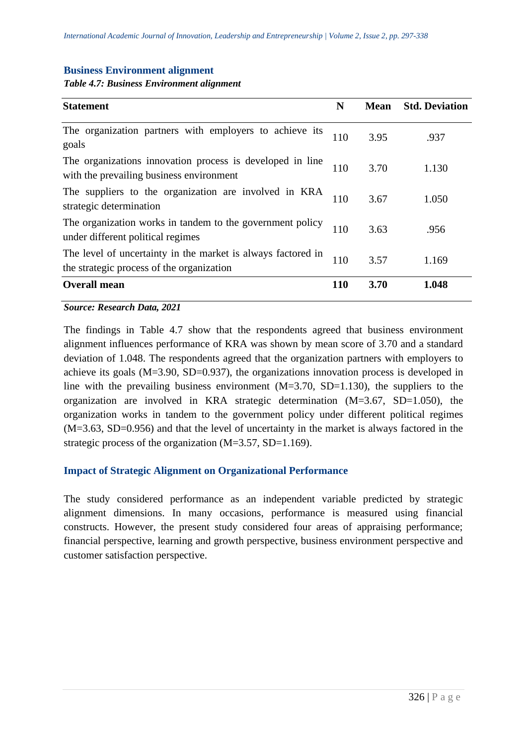## Business Environment alignment

***Table 4.7: Business Environment alignment***

| Statement | N | Mean | Std. Deviation |
|---|---|---|---|
| The organization partners with employers to achieve its goals | 110 | 3.95 | .937 |
| The organizations innovation process is developed in line with the prevailing business environment | 110 | 3.70 | 1.130 |
| The suppliers to the organization are involved in KRA strategic determination | 110 | 3.67 | 1.050 |
| The organization works in tandem to the government policy under different political regimes | 110 | 3.63 | .956 |
| The level of uncertainty in the market is always factored in the strategic process of the organization | 110 | 3.57 | 1.169 |
| **Overall mean** | **110** | **3.70** | **1.048** |

***Source: Research Data, 2021***

The findings in Table 4.7 show that the respondents agreed that business environment alignment influences performance of KRA was shown by mean score of 3.70 and a standard deviation of 1.048. The respondents agreed that the organization partners with employers to achieve its goals (M=3.90, SD=0.937), the organizations innovation process is developed in line with the prevailing business environment (M=3.70, SD=1.130), the suppliers to the organization are involved in KRA strategic determination (M=3.67, SD=1.050), the organization works in tandem to the government policy under different political regimes (M=3.63, SD=0.956) and that the level of uncertainty in the market is always factored in the strategic process of the organization (M=3.57, SD=1.169).

## Impact of Strategic Alignment on Organizational Performance

The study considered performance as an independent variable predicted by strategic alignment dimensions. In many occasions, performance is measured using financial constructs. However, the present study considered four areas of appraising performance; financial perspective, learning and growth perspective, business environment perspective and customer satisfaction perspective.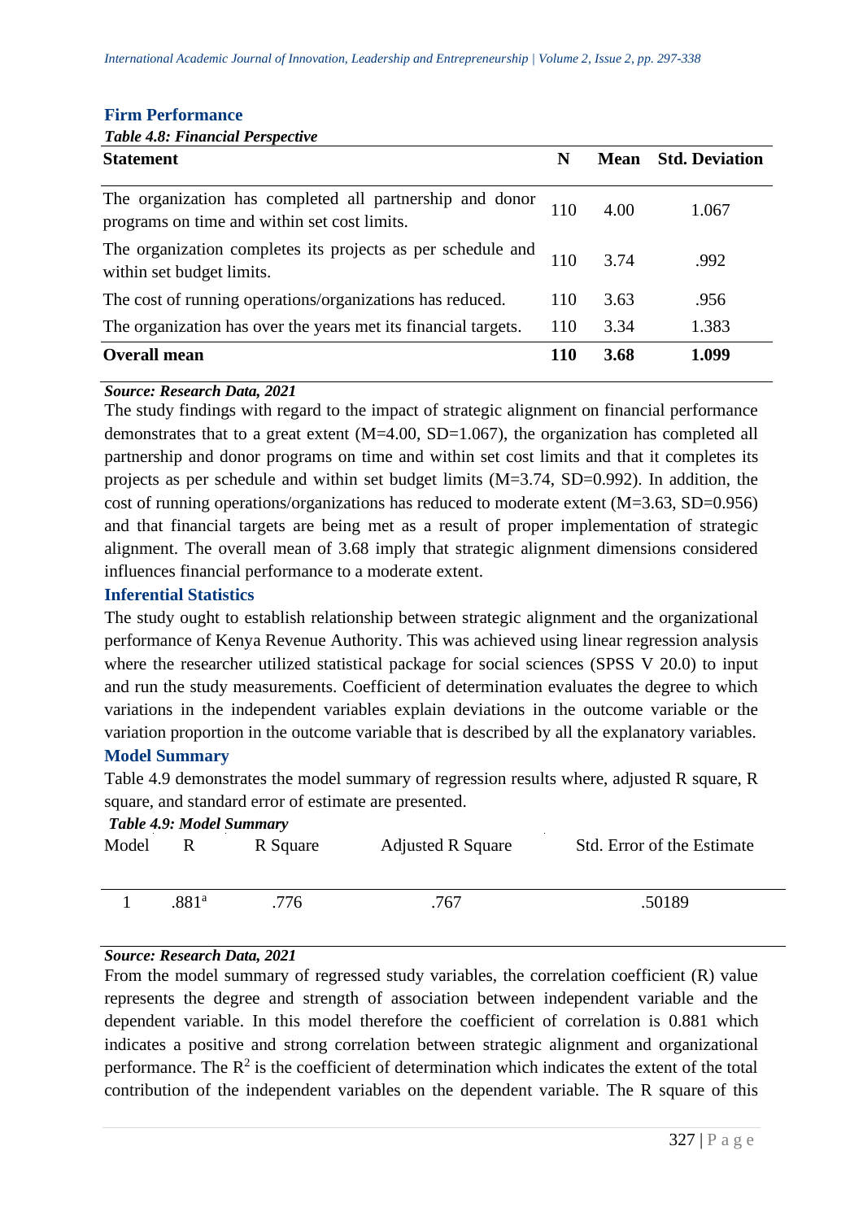### Firm Performance

***Table 4.8: Financial Perspective***

| Statement | N | Mean | Std. Deviation |
|---|---|---|---|
| The organization has completed all partnership and donor programs on time and within set cost limits. | 110 | 4.00 | 1.067 |
| The organization completes its projects as per schedule and within set budget limits. | 110 | 3.74 | .992 |
| The cost of running operations/organizations has reduced. | 110 | 3.63 | .956 |
| The organization has over the years met its financial targets. | 110 | 3.34 | 1.383 |
| **Overall mean** | **110** | **3.68** | **1.099** |

***Source: Research Data, 2021***

The study findings with regard to the impact of strategic alignment on financial performance demonstrates that to a great extent (M=4.00, SD=1.067), the organization has completed all partnership and donor programs on time and within set cost limits and that it completes its projects as per schedule and within set budget limits (M=3.74, SD=0.992). In addition, the cost of running operations/organizations has reduced to moderate extent (M=3.63, SD=0.956) and that financial targets are being met as a result of proper implementation of strategic alignment. The overall mean of 3.68 imply that strategic alignment dimensions considered influences financial performance to a moderate extent.

### Inferential Statistics

The study ought to establish relationship between strategic alignment and the organizational performance of Kenya Revenue Authority. This was achieved using linear regression analysis where the researcher utilized statistical package for social sciences (SPSS V 20.0) to input and run the study measurements. Coefficient of determination evaluates the degree to which variations in the independent variables explain deviations in the outcome variable or the variation proportion in the outcome variable that is described by all the explanatory variables.

### Model Summary

Table 4.9 demonstrates the model summary of regression results where, adjusted R square, R square, and standard error of estimate are presented.

***Table 4.9: Model Summary***

| Model | R | R Square | Adjusted R Square | Std. Error of the Estimate |
|---|---|---|---|---|
| 1 | .881[a] | .776 | .767 | .50189 |

***Source: Research Data, 2021***

From the model summary of regressed study variables, the correlation coefficient (R) value represents the degree and strength of association between independent variable and the dependent variable. In this model therefore the coefficient of correlation is 0.881 which indicates a positive and strong correlation between strategic alignment and organizational performance. The $R^2$ is the coefficient of determination which indicates the extent of the total contribution of the independent variables on the dependent variable. The R square of this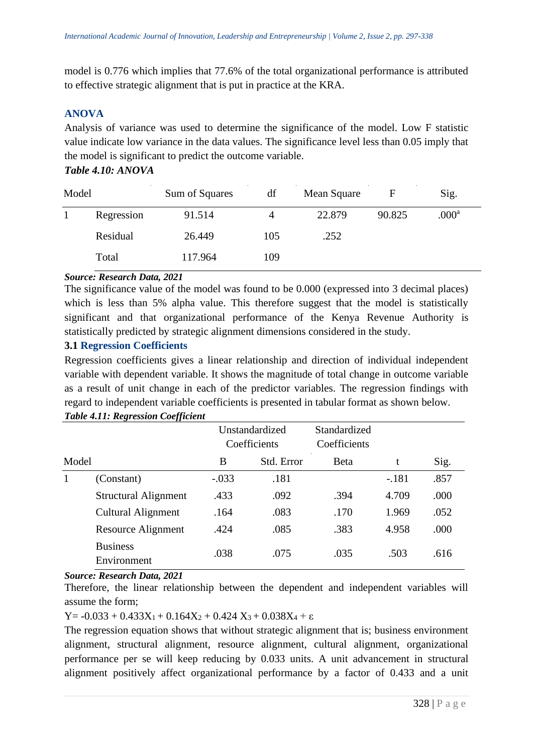model is 0.776 which implies that 77.6% of the total organizational performance is attributed to effective strategic alignment that is put in practice at the KRA.

## ANOVA

Analysis of variance was used to determine the significance of the model. Low F statistic value indicate low variance in the data values. The significance level less than 0.05 imply that the model is significant to predict the outcome variable.

***Table 4.10: ANOVA***

| Model | | Sum of Squares | df | Mean Square | F | Sig. |
|---|---|---|---|---|---|---|
| 1 | Regression | 91.514 | 4 | 22.879 | 90.825 | .000[a] |
| | Residual | 26.449 | 105 | .252 | | |
| | Total | 117.964 | 109 | | | |

***Source: Research Data, 2021***

The significance value of the model was found to be 0.000 (expressed into 3 decimal places) which is less than 5% alpha value. This therefore suggest that the model is statistically significant and that organizational performance of the Kenya Revenue Authority is statistically predicted by strategic alignment dimensions considered in the study.

## 3.1 Regression Coefficients

Regression coefficients gives a linear relationship and direction of individual independent variable with dependent variable. It shows the magnitude of total change in outcome variable as a result of unit change in each of the predictor variables. The regression findings with regard to independent variable coefficients is presented in tabular format as shown below.

***Table 4.11: Regression Coefficient***

| Model | | Unstandardized Coefficients | | Standardized Coefficients | t | Sig. |
|---|---|---|---|---|---|---|
| | | B | Std. Error | Beta | | |
| 1 | (Constant) | -.033 | .181 | | -.181 | .857 |
| | Structural Alignment | .433 | .092 | .394 | 4.709 | .000 |
| | Cultural Alignment | .164 | .083 | .170 | 1.969 | .052 |
| | Resource Alignment | .424 | .085 | .383 | 4.958 | .000 |
| | Business Environment | .038 | .075 | .035 | .503 | .616 |

***Source: Research Data, 2021***

Therefore, the linear relationship between the dependent and independent variables will assume the form;

$Y = -0.033 + 0.433X_1 + 0.164X_2 + 0.424\,X_3 + 0.038X_4 + \varepsilon$

The regression equation shows that without strategic alignment that is; business environment alignment, structural alignment, resource alignment, cultural alignment, organizational performance per se will keep reducing by 0.033 units. A unit advancement in structural alignment positively affect organizational performance by a factor of 0.433 and a unit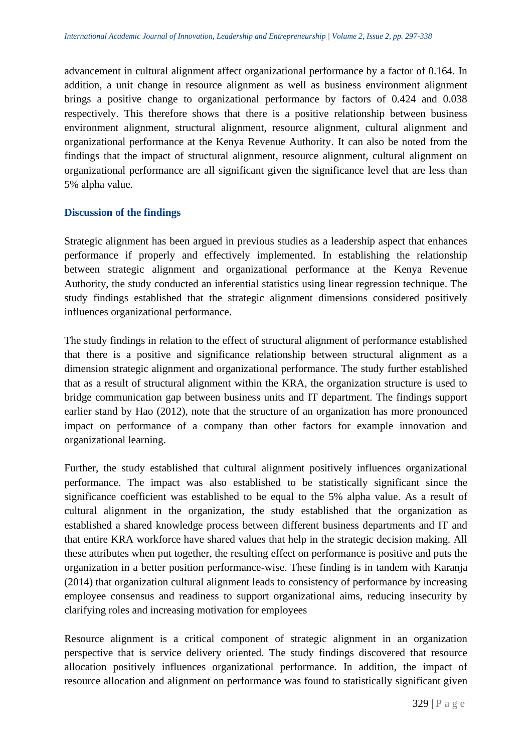advancement in cultural alignment affect organizational performance by a factor of 0.164. In addition, a unit change in resource alignment as well as business environment alignment brings a positive change to organizational performance by factors of 0.424 and 0.038 respectively. This therefore shows that there is a positive relationship between business environment alignment, structural alignment, resource alignment, cultural alignment and organizational performance at the Kenya Revenue Authority. It can also be noted from the findings that the impact of structural alignment, resource alignment, cultural alignment on organizational performance are all significant given the significance level that are less than 5% alpha value.

## Discussion of the findings

Strategic alignment has been argued in previous studies as a leadership aspect that enhances performance if properly and effectively implemented. In establishing the relationship between strategic alignment and organizational performance at the Kenya Revenue Authority, the study conducted an inferential statistics using linear regression technique. The study findings established that the strategic alignment dimensions considered positively influences organizational performance.

The study findings in relation to the effect of structural alignment of performance established that there is a positive and significance relationship between structural alignment as a dimension strategic alignment and organizational performance. The study further established that as a result of structural alignment within the KRA, the organization structure is used to bridge communication gap between business units and IT department. The findings support earlier stand by Hao (2012), note that the structure of an organization has more pronounced impact on performance of a company than other factors for example innovation and organizational learning.

Further, the study established that cultural alignment positively influences organizational performance. The impact was also established to be statistically significant since the significance coefficient was established to be equal to the 5% alpha value. As a result of cultural alignment in the organization, the study established that the organization as established a shared knowledge process between different business departments and IT and that entire KRA workforce have shared values that help in the strategic decision making. All these attributes when put together, the resulting effect on performance is positive and puts the organization in a better position performance-wise. These finding is in tandem with Karanja (2014) that organization cultural alignment leads to consistency of performance by increasing employee consensus and readiness to support organizational aims, reducing insecurity by clarifying roles and increasing motivation for employees

Resource alignment is a critical component of strategic alignment in an organization perspective that is service delivery oriented. The study findings discovered that resource allocation positively influences organizational performance. In addition, the impact of resource allocation and alignment on performance was found to statistically significant given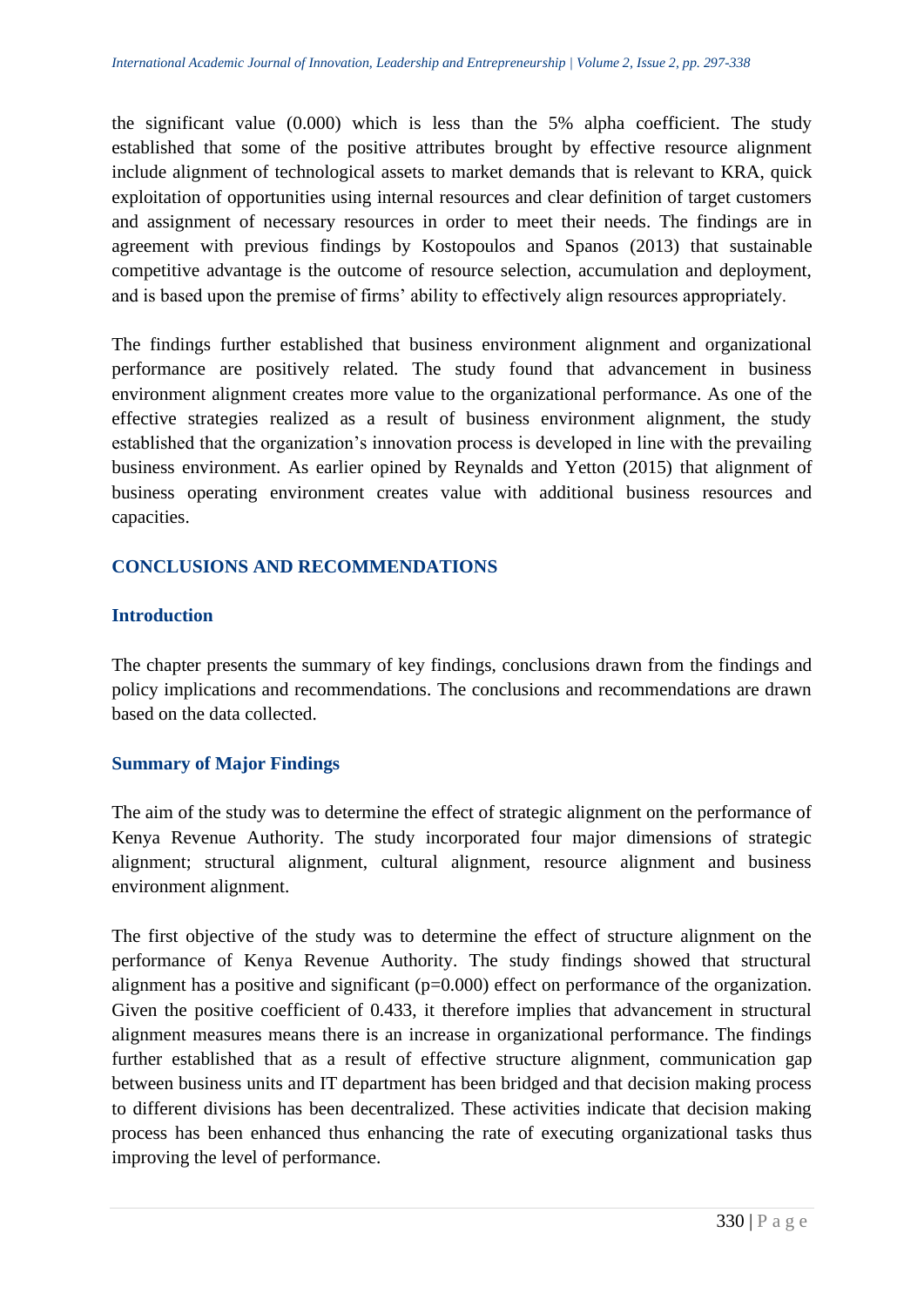the significant value (0.000) which is less than the 5% alpha coefficient. The study established that some of the positive attributes brought by effective resource alignment include alignment of technological assets to market demands that is relevant to KRA, quick exploitation of opportunities using internal resources and clear definition of target customers and assignment of necessary resources in order to meet their needs. The findings are in agreement with previous findings by Kostopoulos and Spanos (2013) that sustainable competitive advantage is the outcome of resource selection, accumulation and deployment, and is based upon the premise of firms' ability to effectively align resources appropriately.

The findings further established that business environment alignment and organizational performance are positively related. The study found that advancement in business environment alignment creates more value to the organizational performance. As one of the effective strategies realized as a result of business environment alignment, the study established that the organization's innovation process is developed in line with the prevailing business environment. As earlier opined by Reynalds and Yetton (2015) that alignment of business operating environment creates value with additional business resources and capacities.

## CONCLUSIONS AND RECOMMENDATIONS

### Introduction

The chapter presents the summary of key findings, conclusions drawn from the findings and policy implications and recommendations. The conclusions and recommendations are drawn based on the data collected.

### Summary of Major Findings

The aim of the study was to determine the effect of strategic alignment on the performance of Kenya Revenue Authority. The study incorporated four major dimensions of strategic alignment; structural alignment, cultural alignment, resource alignment and business environment alignment.

The first objective of the study was to determine the effect of structure alignment on the performance of Kenya Revenue Authority. The study findings showed that structural alignment has a positive and significant ($p=0.000$) effect on performance of the organization. Given the positive coefficient of 0.433, it therefore implies that advancement in structural alignment measures means there is an increase in organizational performance. The findings further established that as a result of effective structure alignment, communication gap between business units and IT department has been bridged and that decision making process to different divisions has been decentralized. These activities indicate that decision making process has been enhanced thus enhancing the rate of executing organizational tasks thus improving the level of performance.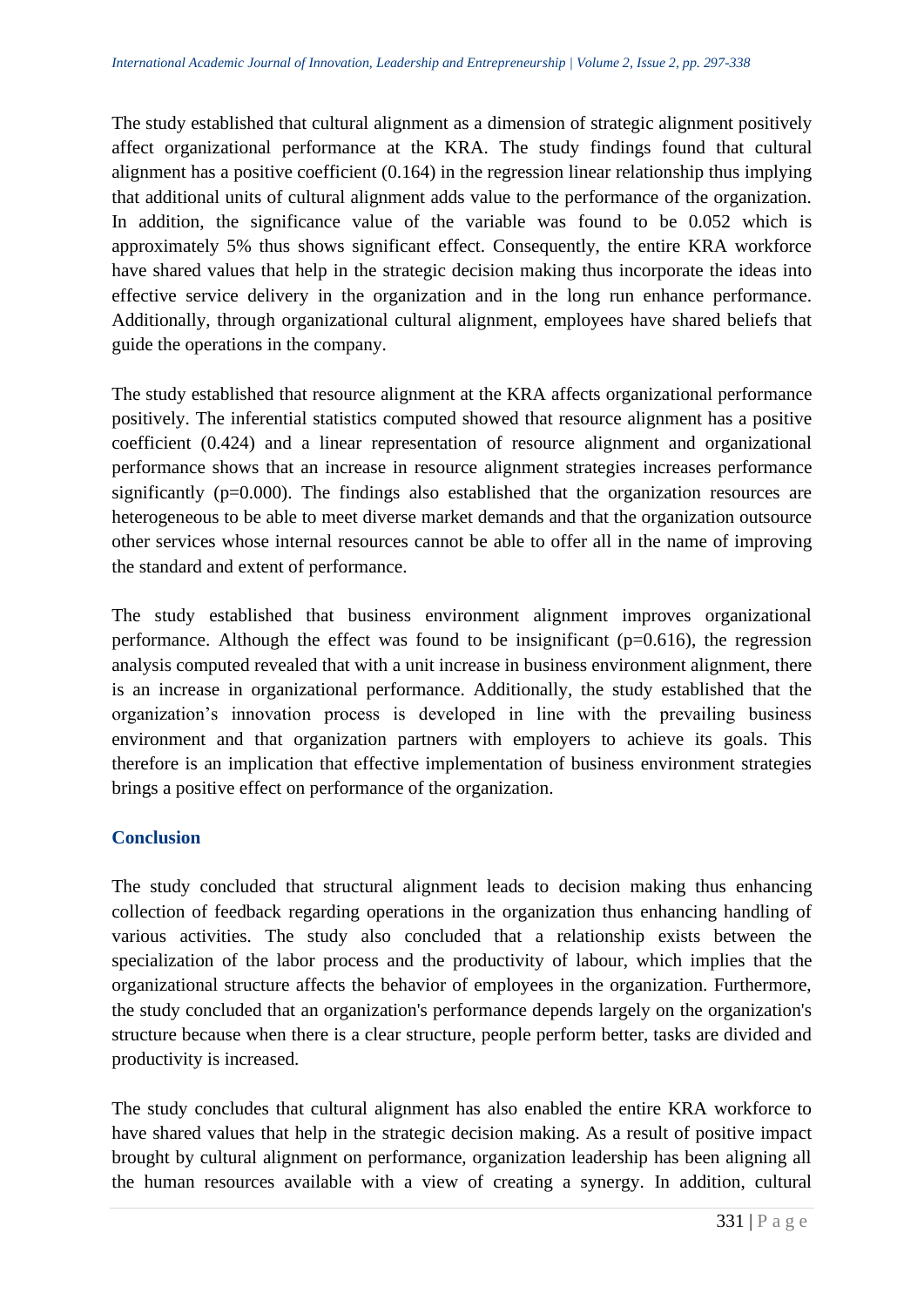The study established that cultural alignment as a dimension of strategic alignment positively affect organizational performance at the KRA. The study findings found that cultural alignment has a positive coefficient (0.164) in the regression linear relationship thus implying that additional units of cultural alignment adds value to the performance of the organization. In addition, the significance value of the variable was found to be 0.052 which is approximately 5% thus shows significant effect. Consequently, the entire KRA workforce have shared values that help in the strategic decision making thus incorporate the ideas into effective service delivery in the organization and in the long run enhance performance. Additionally, through organizational cultural alignment, employees have shared beliefs that guide the operations in the company.

The study established that resource alignment at the KRA affects organizational performance positively. The inferential statistics computed showed that resource alignment has a positive coefficient (0.424) and a linear representation of resource alignment and organizational performance shows that an increase in resource alignment strategies increases performance significantly (p=0.000). The findings also established that the organization resources are heterogeneous to be able to meet diverse market demands and that the organization outsource other services whose internal resources cannot be able to offer all in the name of improving the standard and extent of performance.

The study established that business environment alignment improves organizational performance. Although the effect was found to be insignificant (p=0.616), the regression analysis computed revealed that with a unit increase in business environment alignment, there is an increase in organizational performance. Additionally, the study established that the organization's innovation process is developed in line with the prevailing business environment and that organization partners with employers to achieve its goals. This therefore is an implication that effective implementation of business environment strategies brings a positive effect on performance of the organization.

## Conclusion

The study concluded that structural alignment leads to decision making thus enhancing collection of feedback regarding operations in the organization thus enhancing handling of various activities. The study also concluded that a relationship exists between the specialization of the labor process and the productivity of labour, which implies that the organizational structure affects the behavior of employees in the organization. Furthermore, the study concluded that an organization's performance depends largely on the organization's structure because when there is a clear structure, people perform better, tasks are divided and productivity is increased.

The study concludes that cultural alignment has also enabled the entire KRA workforce to have shared values that help in the strategic decision making. As a result of positive impact brought by cultural alignment on performance, organization leadership has been aligning all the human resources available with a view of creating a synergy. In addition, cultural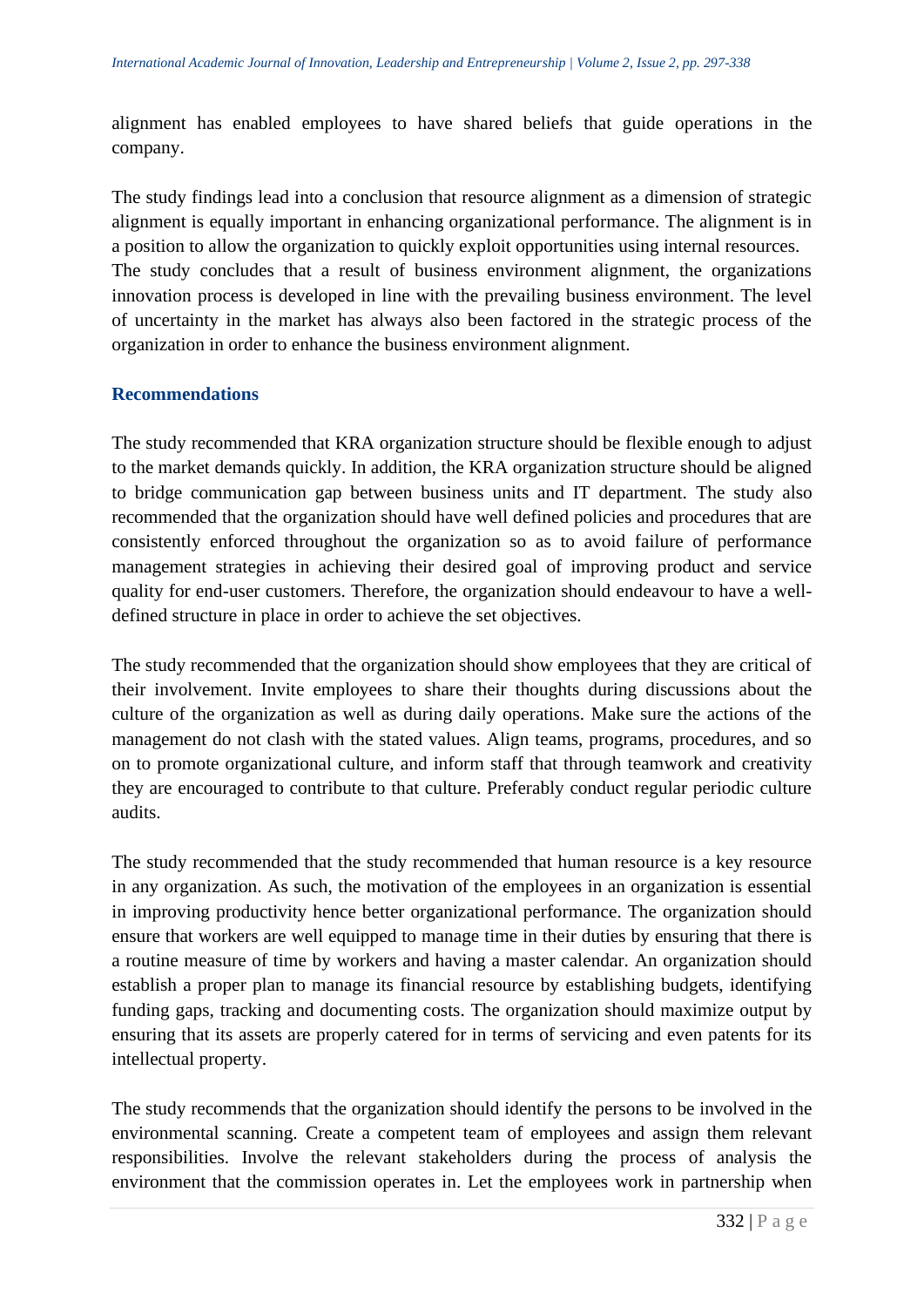alignment has enabled employees to have shared beliefs that guide operations in the company.

The study findings lead into a conclusion that resource alignment as a dimension of strategic alignment is equally important in enhancing organizational performance. The alignment is in a position to allow the organization to quickly exploit opportunities using internal resources. The study concludes that a result of business environment alignment, the organizations innovation process is developed in line with the prevailing business environment. The level of uncertainty in the market has always also been factored in the strategic process of the organization in order to enhance the business environment alignment.

## Recommendations

The study recommended that KRA organization structure should be flexible enough to adjust to the market demands quickly. In addition, the KRA organization structure should be aligned to bridge communication gap between business units and IT department. The study also recommended that the organization should have well defined policies and procedures that are consistently enforced throughout the organization so as to avoid failure of performance management strategies in achieving their desired goal of improving product and service quality for end-user customers. Therefore, the organization should endeavour to have a well-defined structure in place in order to achieve the set objectives.

The study recommended that the organization should show employees that they are critical of their involvement. Invite employees to share their thoughts during discussions about the culture of the organization as well as during daily operations. Make sure the actions of the management do not clash with the stated values. Align teams, programs, procedures, and so on to promote organizational culture, and inform staff that through teamwork and creativity they are encouraged to contribute to that culture. Preferably conduct regular periodic culture audits.

The study recommended that the study recommended that human resource is a key resource in any organization. As such, the motivation of the employees in an organization is essential in improving productivity hence better organizational performance. The organization should ensure that workers are well equipped to manage time in their duties by ensuring that there is a routine measure of time by workers and having a master calendar. An organization should establish a proper plan to manage its financial resource by establishing budgets, identifying funding gaps, tracking and documenting costs. The organization should maximize output by ensuring that its assets are properly catered for in terms of servicing and even patents for its intellectual property.

The study recommends that the organization should identify the persons to be involved in the environmental scanning. Create a competent team of employees and assign them relevant responsibilities. Involve the relevant stakeholders during the process of analysis the environment that the commission operates in. Let the employees work in partnership when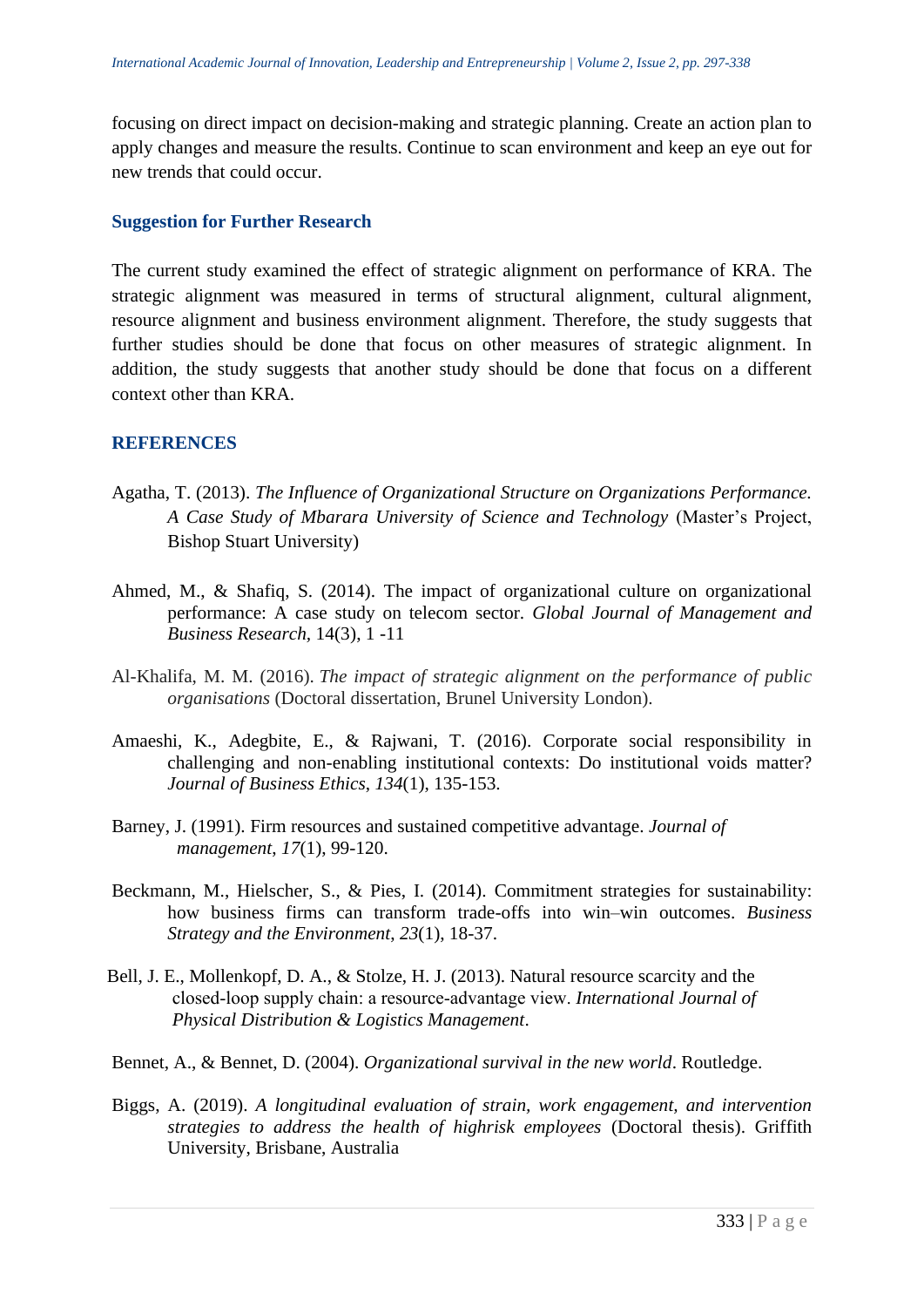focusing on direct impact on decision-making and strategic planning. Create an action plan to apply changes and measure the results. Continue to scan environment and keep an eye out for new trends that could occur.

## Suggestion for Further Research

The current study examined the effect of strategic alignment on performance of KRA. The strategic alignment was measured in terms of structural alignment, cultural alignment, resource alignment and business environment alignment. Therefore, the study suggests that further studies should be done that focus on other measures of strategic alignment. In addition, the study suggests that another study should be done that focus on a different context other than KRA.

## REFERENCES

Agatha, T. (2013). *The Influence of Organizational Structure on Organizations Performance. A Case Study of Mbarara University of Science and Technology* (Master's Project, Bishop Stuart University)

Ahmed, M., & Shafiq, S. (2014). The impact of organizational culture on organizational performance: A case study on telecom sector. *Global Journal of Management and Business Research*, 14(3), 1 -11

Al-Khalifa, M. M. (2016). *The impact of strategic alignment on the performance of public organisations* (Doctoral dissertation, Brunel University London).

Amaeshi, K., Adegbite, E., & Rajwani, T. (2016). Corporate social responsibility in challenging and non-enabling institutional contexts: Do institutional voids matter? *Journal of Business Ethics*, *134*(1), 135-153.

Barney, J. (1991). Firm resources and sustained competitive advantage. *Journal of management*, *17*(1), 99-120.

Beckmann, M., Hielscher, S., & Pies, I. (2014). Commitment strategies for sustainability: how business firms can transform trade-offs into win–win outcomes. *Business Strategy and the Environment*, *23*(1), 18-37.

Bell, J. E., Mollenkopf, D. A., & Stolze, H. J. (2013). Natural resource scarcity and the closed-loop supply chain: a resource-advantage view. *International Journal of Physical Distribution & Logistics Management*.

Bennet, A., & Bennet, D. (2004). *Organizational survival in the new world*. Routledge.

Biggs, A. (2019). *A longitudinal evaluation of strain, work engagement, and intervention strategies to address the health of highrisk employees* (Doctoral thesis). Griffith University, Brisbane, Australia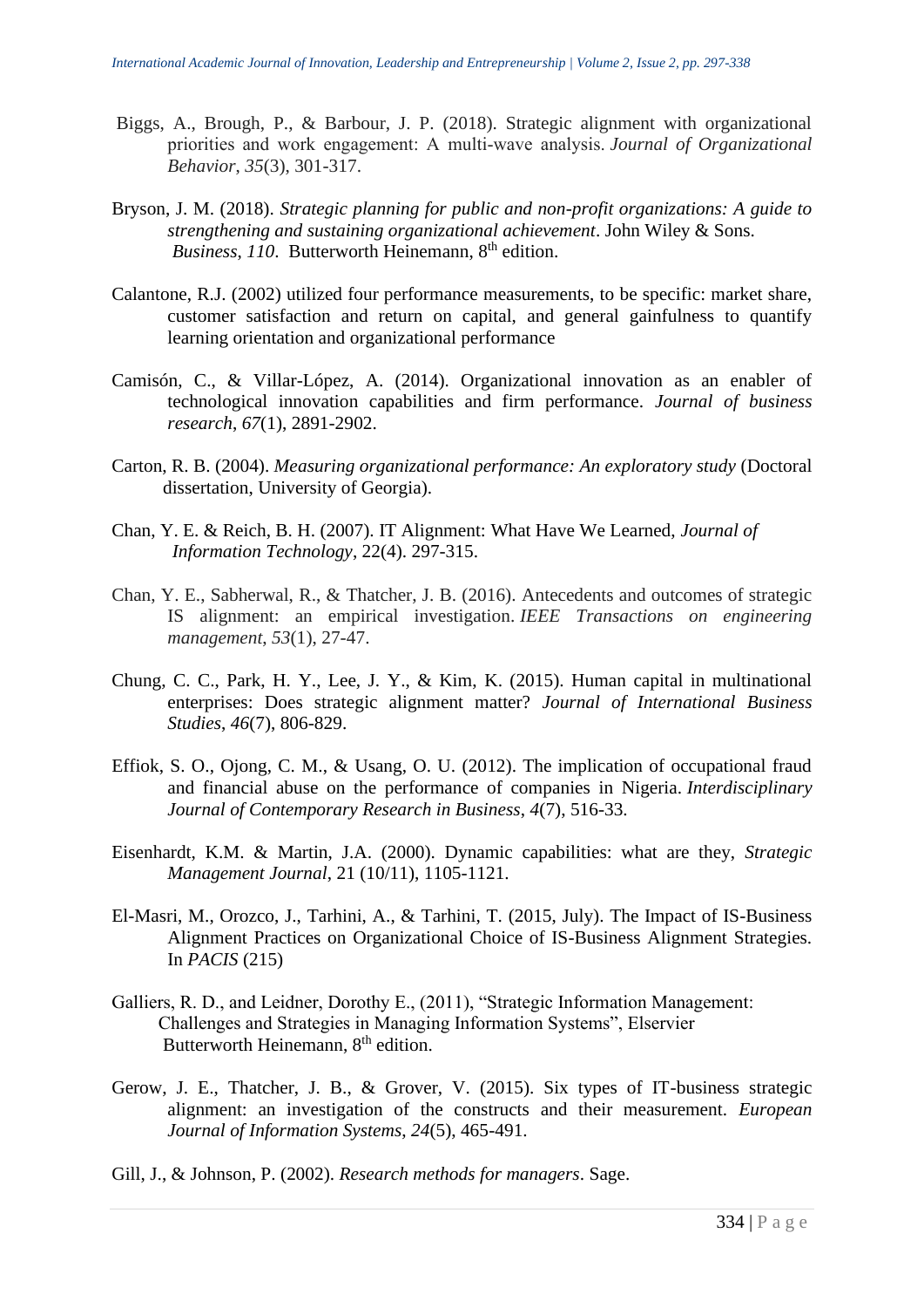Biggs, A., Brough, P., & Barbour, J. P. (2018). Strategic alignment with organizational priorities and work engagement: A multi-wave analysis. *Journal of Organizational Behavior*, *35*(3), 301-317.

Bryson, J. M. (2018). *Strategic planning for public and non-profit organizations: A guide to strengthening and sustaining organizational achievement*. John Wiley & Sons. *Business*, *110*. Butterworth Heinemann, 8th edition.

Calantone, R.J. (2002) utilized four performance measurements, to be specific: market share, customer satisfaction and return on capital, and general gainfulness to quantify learning orientation and organizational performance

Camisón, C., & Villar-López, A. (2014). Organizational innovation as an enabler of technological innovation capabilities and firm performance. *Journal of business research*, *67*(1), 2891-2902.

Carton, R. B. (2004). *Measuring organizational performance: An exploratory study* (Doctoral dissertation, University of Georgia).

Chan, Y. E. & Reich, B. H. (2007). IT Alignment: What Have We Learned, *Journal of Information Technology*, 22(4). 297-315.

Chan, Y. E., Sabherwal, R., & Thatcher, J. B. (2016). Antecedents and outcomes of strategic IS alignment: an empirical investigation. *IEEE Transactions on engineering management*, *53*(1), 27-47.

Chung, C. C., Park, H. Y., Lee, J. Y., & Kim, K. (2015). Human capital in multinational enterprises: Does strategic alignment matter? *Journal of International Business Studies*, *46*(7), 806-829.

Effiok, S. O., Ojong, C. M., & Usang, O. U. (2012). The implication of occupational fraud and financial abuse on the performance of companies in Nigeria. *Interdisciplinary Journal of Contemporary Research in Business*, *4*(7), 516-33.

Eisenhardt, K.M. & Martin, J.A. (2000). Dynamic capabilities: what are they, *Strategic Management Journal*, 21 (10/11), 1105-1121.

El-Masri, M., Orozco, J., Tarhini, A., & Tarhini, T. (2015, July). The Impact of IS-Business Alignment Practices on Organizational Choice of IS-Business Alignment Strategies. In *PACIS* (215)

Galliers, R. D., and Leidner, Dorothy E., (2011), "Strategic Information Management: Challenges and Strategies in Managing Information Systems", Elservier Butterworth Heinemann, 8th edition.

Gerow, J. E., Thatcher, J. B., & Grover, V. (2015). Six types of IT-business strategic alignment: an investigation of the constructs and their measurement. *European Journal of Information Systems*, *24*(5), 465-491.

Gill, J., & Johnson, P. (2002). *Research methods for managers*. Sage.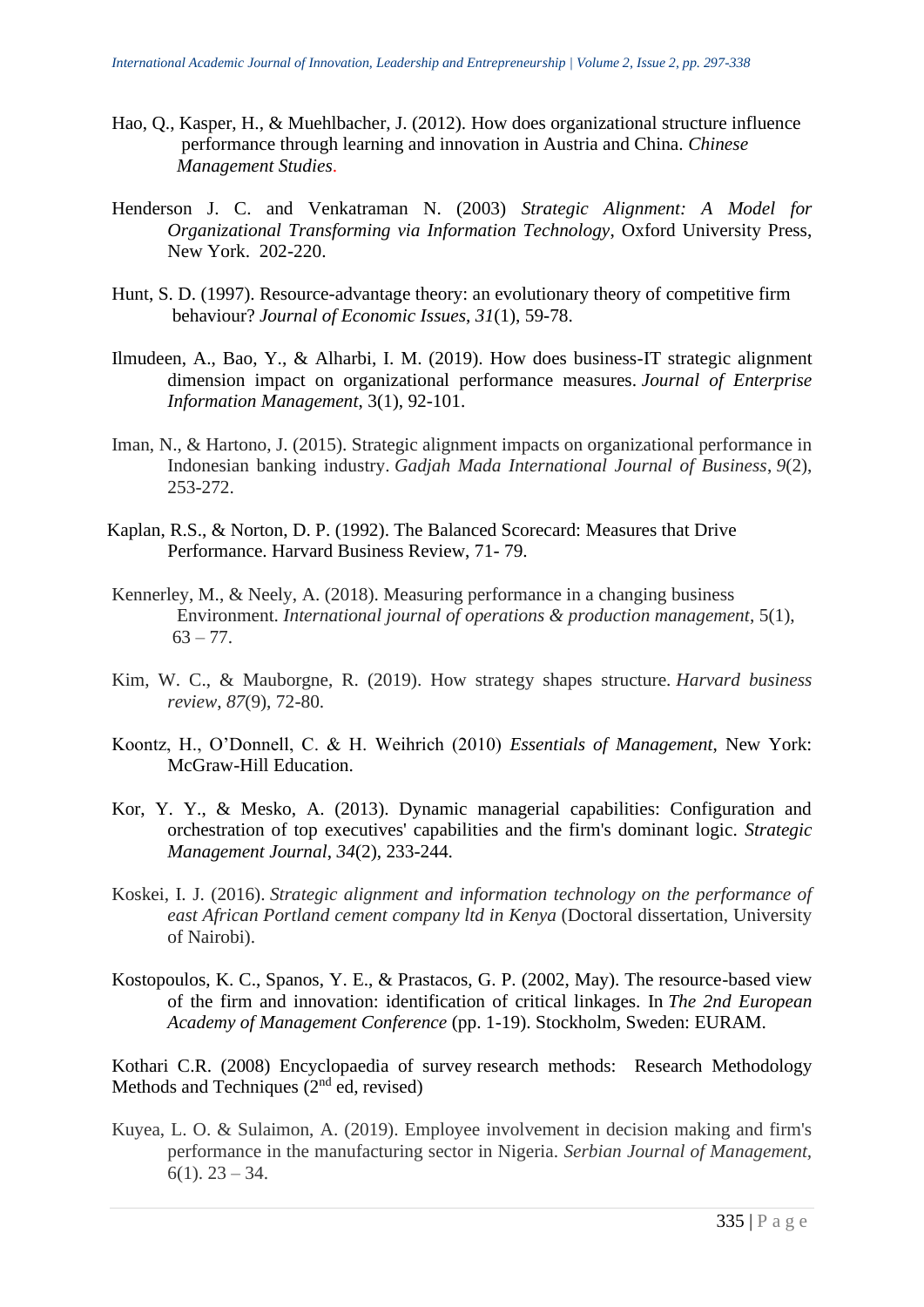Hao, Q., Kasper, H., & Muehlbacher, J. (2012). How does organizational structure influence performance through learning and innovation in Austria and China. *Chinese Management Studies*.

Henderson J. C. and Venkatraman N. (2003) *Strategic Alignment: A Model for Organizational Transforming via Information Technology*, Oxford University Press, New York. 202-220.

Hunt, S. D. (1997). Resource-advantage theory: an evolutionary theory of competitive firm behaviour? *Journal of Economic Issues*, *31*(1), 59-78.

Ilmudeen, A., Bao, Y., & Alharbi, I. M. (2019). How does business-IT strategic alignment dimension impact on organizational performance measures. *Journal of Enterprise Information Management*, 3(1), 92-101.

Iman, N., & Hartono, J. (2015). Strategic alignment impacts on organizational performance in Indonesian banking industry. *Gadjah Mada International Journal of Business*, *9*(2), 253-272.

Kaplan, R.S., & Norton, D. P. (1992). The Balanced Scorecard: Measures that Drive Performance. Harvard Business Review, 71- 79.

Kennerley, M., & Neely, A. (2018). Measuring performance in a changing business Environment. *International journal of operations & production management*, 5(1), 63 – 77.

Kim, W. C., & Mauborgne, R. (2019). How strategy shapes structure. *Harvard business review*, *87*(9), 72-80.

Koontz, H., O'Donnell, C. & H. Weihrich (2010) *Essentials of Management*, New York: McGraw-Hill Education.

Kor, Y. Y., & Mesko, A. (2013). Dynamic managerial capabilities: Configuration and orchestration of top executives' capabilities and the firm's dominant logic. *Strategic Management Journal*, *34*(2), 233-244.

Koskei, I. J. (2016). *Strategic alignment and information technology on the performance of east African Portland cement company ltd in Kenya* (Doctoral dissertation, University of Nairobi).

Kostopoulos, K. C., Spanos, Y. E., & Prastacos, G. P. (2002, May). The resource-based view of the firm and innovation: identification of critical linkages. In *The 2nd European Academy of Management Conference* (pp. 1-19). Stockholm, Sweden: EURAM.

Kothari C.R. (2008) Encyclopaedia of survey research methods: Research Methodology Methods and Techniques (2nd ed, revised)

Kuyea, L. O. & Sulaimon, A. (2019). Employee involvement in decision making and firm's performance in the manufacturing sector in Nigeria. *Serbian Journal of Management*, 6(1). 23 – 34.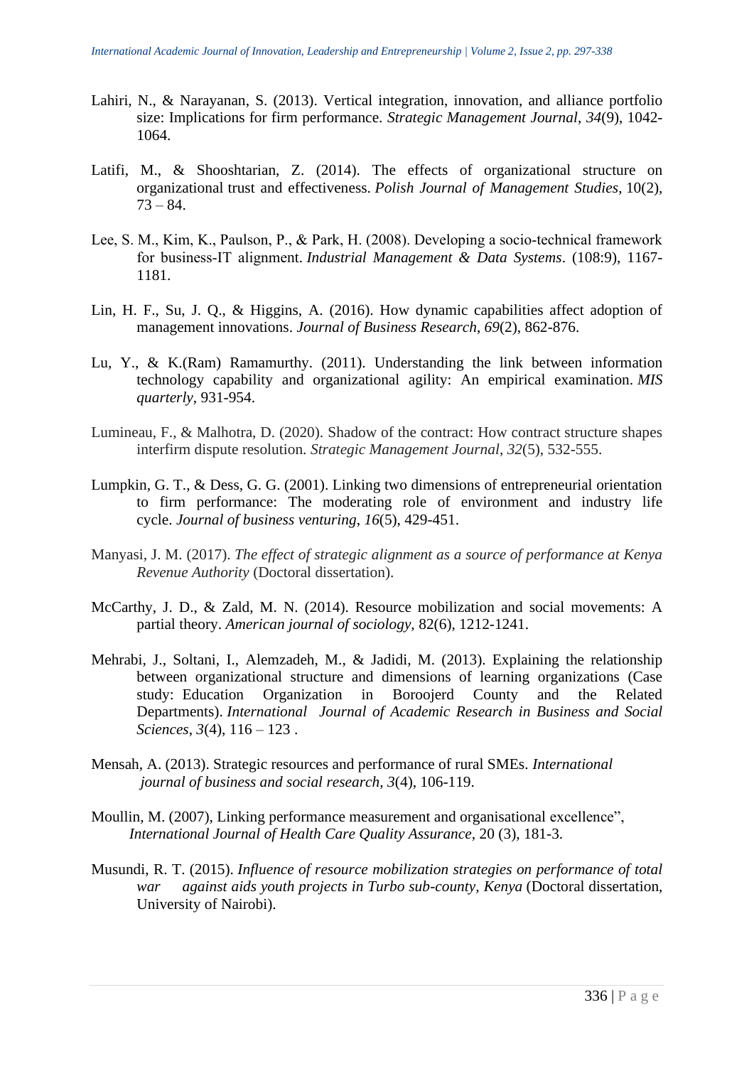Lahiri, N., & Narayanan, S. (2013). Vertical integration, innovation, and alliance portfolio size: Implications for firm performance. *Strategic Management Journal*, *34*(9), 1042-1064.

Latifi, M., & Shooshtarian, Z. (2014). The effects of organizational structure on organizational trust and effectiveness. *Polish Journal of Management Studies*, 10(2), 73 – 84.

Lee, S. M., Kim, K., Paulson, P., & Park, H. (2008). Developing a socio-technical framework for business-IT alignment. *Industrial Management & Data Systems*. (108:9), 1167-1181.

Lin, H. F., Su, J. Q., & Higgins, A. (2016). How dynamic capabilities affect adoption of management innovations. *Journal of Business Research*, *69*(2), 862-876.

Lu, Y., & K.(Ram) Ramamurthy. (2011). Understanding the link between information technology capability and organizational agility: An empirical examination. *MIS quarterly*, 931-954.

Lumineau, F., & Malhotra, D. (2020). Shadow of the contract: How contract structure shapes interfirm dispute resolution. *Strategic Management Journal*, *32*(5), 532-555.

Lumpkin, G. T., & Dess, G. G. (2001). Linking two dimensions of entrepreneurial orientation to firm performance: The moderating role of environment and industry life cycle. *Journal of business venturing*, *16*(5), 429-451.

Manyasi, J. M. (2017). *The effect of strategic alignment as a source of performance at Kenya Revenue Authority* (Doctoral dissertation).

McCarthy, J. D., & Zald, M. N. (2014). Resource mobilization and social movements: A partial theory. *American journal of sociology*, 82(6), 1212-1241.

Mehrabi, J., Soltani, I., Alemzadeh, M., & Jadidi, M. (2013). Explaining the relationship between organizational structure and dimensions of learning organizations (Case study: Education Organization in Boroojerd County and the Related Departments). *International Journal of Academic Research in Business and Social Sciences*, *3*(4), 116 – 123 .

Mensah, A. (2013). Strategic resources and performance of rural SMEs. *International journal of business and social research*, *3*(4), 106-119.

Moullin, M. (2007), Linking performance measurement and organisational excellence", *International Journal of Health Care Quality Assurance*, 20 (3), 181-3.

Musundi, R. T. (2015). *Influence of resource mobilization strategies on performance of total war against aids youth projects in Turbo sub-county, Kenya* (Doctoral dissertation, University of Nairobi).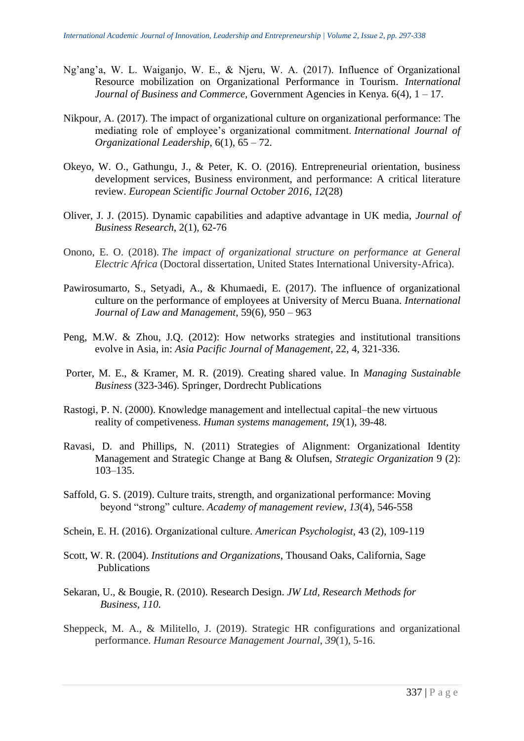Ng'ang'a, W. L. Waiganjo, W. E., & Njeru, W. A. (2017). Influence of Organizational Resource mobilization on Organizational Performance in Tourism. *International Journal of Business and Commerce,* Government Agencies in Kenya. 6(4), 1 – 17.

Nikpour, A. (2017). The impact of organizational culture on organizational performance: The mediating role of employee's organizational commitment. *International Journal of Organizational Leadership*, 6(1), 65 – 72.

Okeyo, W. O., Gathungu, J., & Peter, K. O. (2016). Entrepreneurial orientation, business development services, Business environment, and performance: A critical literature review. *European Scientific Journal October 2016*, *12*(28)

Oliver, J. J. (2015). Dynamic capabilities and adaptive advantage in UK media, *Journal of Business Research*, 2(1), 62-76

Onono, E. O. (2018). *The impact of organizational structure on performance at General Electric Africa* (Doctoral dissertation, United States International University-Africa).

Pawirosumarto, S., Setyadi, A., & Khumaedi, E. (2017). The influence of organizational culture on the performance of employees at University of Mercu Buana. *International Journal of Law and Management*, 59(6), 950 – 963

Peng, M.W. & Zhou, J.Q. (2012): How networks strategies and institutional transitions evolve in Asia, in: *Asia Pacific Journal of Management*, 22, 4, 321-336.

Porter, M. E., & Kramer, M. R. (2019). Creating shared value. In *Managing Sustainable Business* (323-346). Springer, Dordrecht Publications

Rastogi, P. N. (2000). Knowledge management and intellectual capital–the new virtuous reality of competiveness. *Human systems management*, *19*(1), 39-48.

Ravasi, D. and Phillips, N. (2011) Strategies of Alignment: Organizational Identity Management and Strategic Change at Bang & Olufsen, *Strategic Organization* 9 (2): 103–135.

Saffold, G. S. (2019). Culture traits, strength, and organizational performance: Moving beyond "strong" culture. *Academy of management review*, *13*(4), 546-558

Schein, E. H. (2016). Organizational culture. *American Psychologist,* 43 (2), 109-119

Scott, W. R. (2004). *Institutions and Organizations*, Thousand Oaks, California, Sage Publications

Sekaran, U., & Bougie, R. (2010). Research Design. *JW Ltd, Research Methods for Business*, *110*.

Sheppeck, M. A., & Militello, J. (2019). Strategic HR configurations and organizational performance. *Human Resource Management Journal*, *39*(1), 5-16.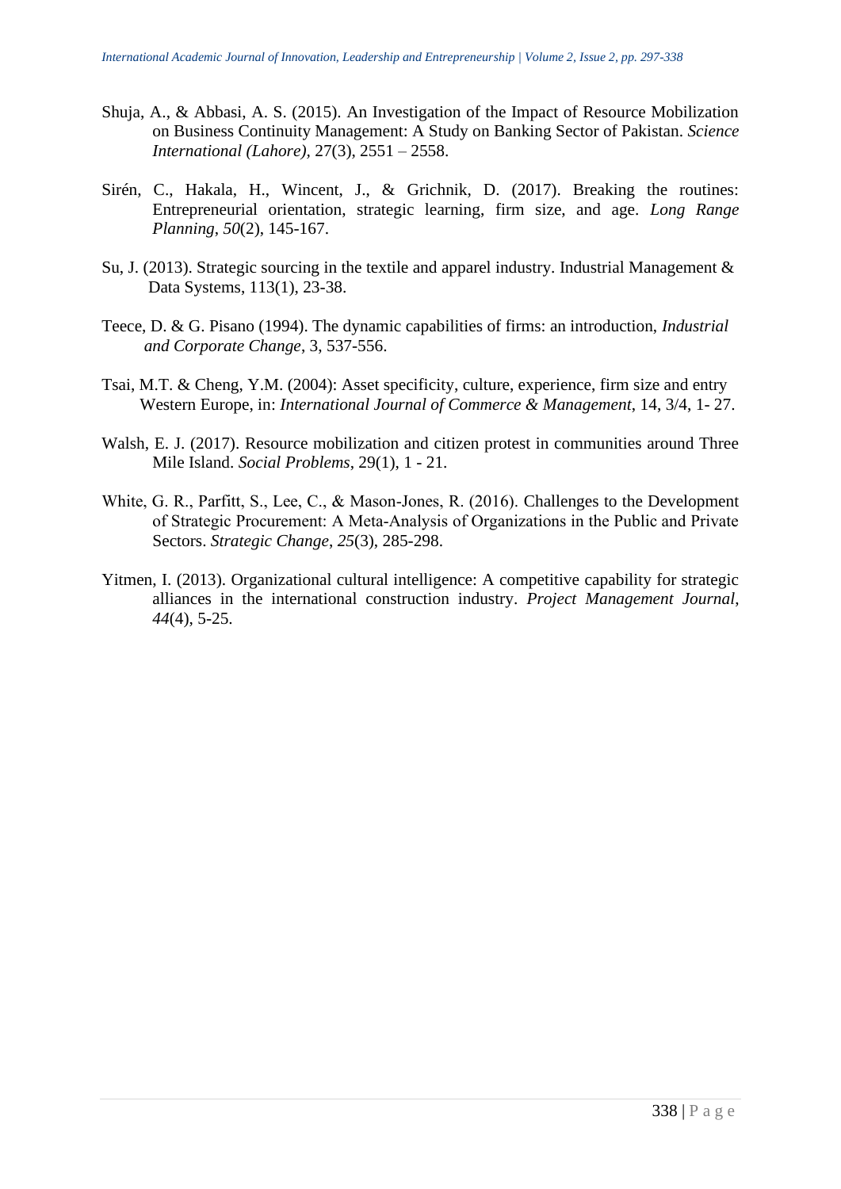Shuja, A., & Abbasi, A. S. (2015). An Investigation of the Impact of Resource Mobilization on Business Continuity Management: A Study on Banking Sector of Pakistan. *Science International (Lahore)*, 27(3), 2551 – 2558.

Sirén, C., Hakala, H., Wincent, J., & Grichnik, D. (2017). Breaking the routines: Entrepreneurial orientation, strategic learning, firm size, and age. *Long Range Planning*, *50*(2), 145-167.

Su, J. (2013). Strategic sourcing in the textile and apparel industry. Industrial Management & Data Systems, 113(1), 23-38.

Teece, D. & G. Pisano (1994). The dynamic capabilities of firms: an introduction, *Industrial and Corporate Change*, 3, 537-556.

Tsai, M.T. & Cheng, Y.M. (2004): Asset specificity, culture, experience, firm size and entry Western Europe, in: *International Journal of Commerce & Management*, 14, 3/4, 1- 27.

Walsh, E. J. (2017). Resource mobilization and citizen protest in communities around Three Mile Island. *Social Problems*, 29(1), 1 - 21.

White, G. R., Parfitt, S., Lee, C., & Mason‐Jones, R. (2016). Challenges to the Development of Strategic Procurement: A Meta‐Analysis of Organizations in the Public and Private Sectors. *Strategic Change*, *25*(3), 285-298.

Yitmen, I. (2013). Organizational cultural intelligence: A competitive capability for strategic alliances in the international construction industry. *Project Management Journal*, *44*(4), 5-25.